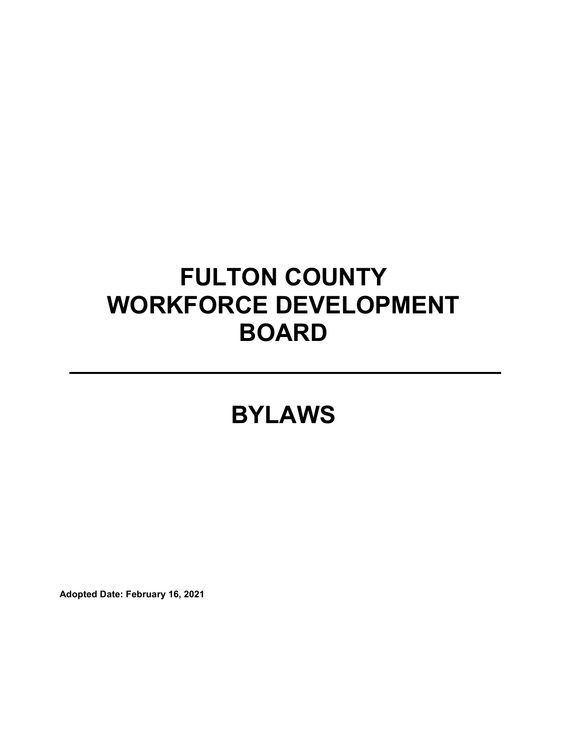# FULTON COUNTY WORKFORCE DEVELOPMENT BOARD

---

# BYLAWS

**Adopted Date: February 16, 2021**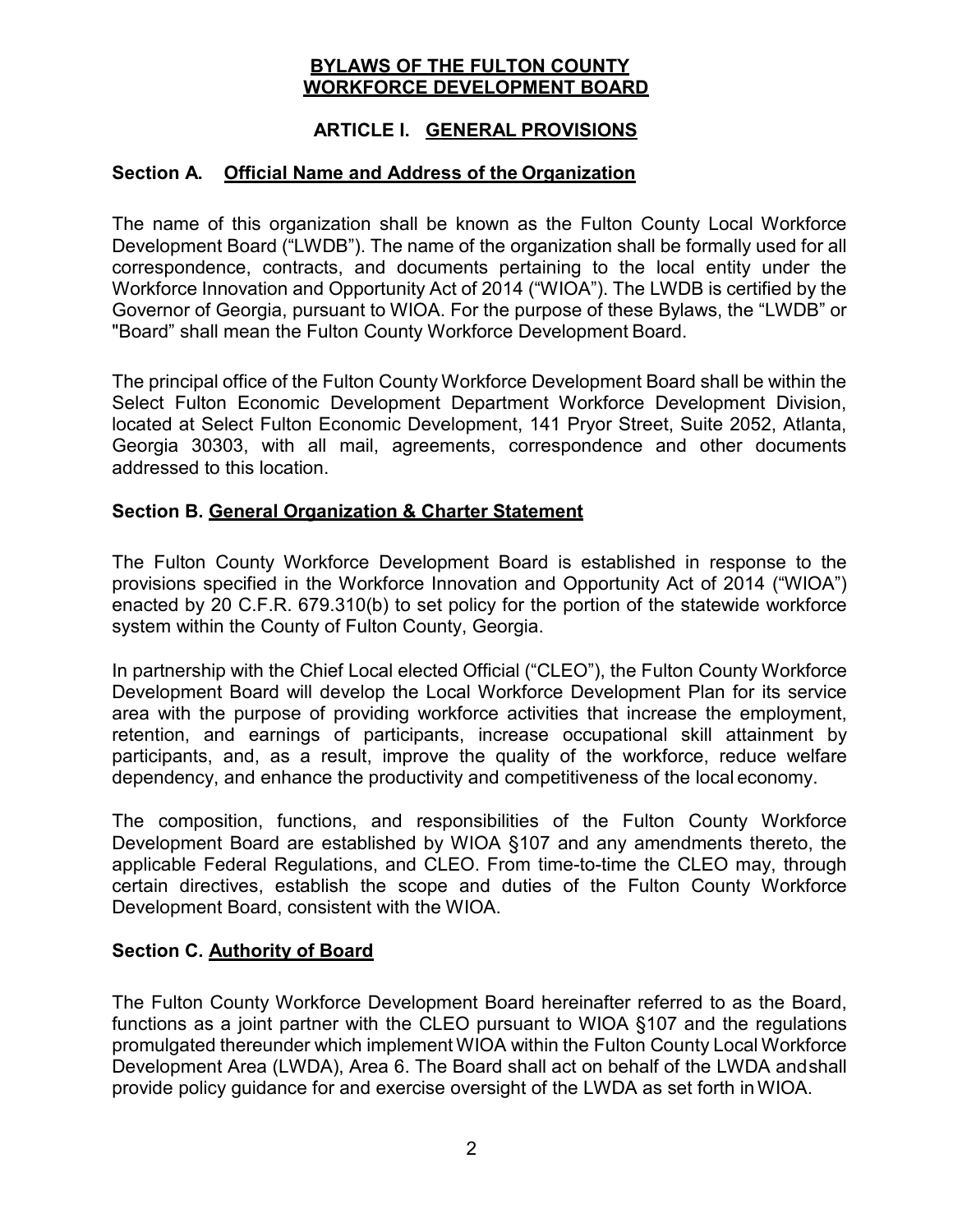# BYLAWS OF THE FULTON COUNTY WORKFORCE DEVELOPMENT BOARD

## ARTICLE I. GENERAL PROVISIONS

### Section A. Official Name and Address of the Organization

The name of this organization shall be known as the Fulton County Local Workforce Development Board ("LWDB"). The name of the organization shall be formally used for all correspondence, contracts, and documents pertaining to the local entity under the Workforce Innovation and Opportunity Act of 2014 ("WIOA"). The LWDB is certified by the Governor of Georgia, pursuant to WIOA. For the purpose of these Bylaws, the "LWDB" or "Board" shall mean the Fulton County Workforce Development Board.

The principal office of the Fulton County Workforce Development Board shall be within the Select Fulton Economic Development Department Workforce Development Division, located at Select Fulton Economic Development, 141 Pryor Street, Suite 2052, Atlanta, Georgia 30303, with all mail, agreements, correspondence and other documents addressed to this location.

### Section B. General Organization & Charter Statement

The Fulton County Workforce Development Board is established in response to the provisions specified in the Workforce Innovation and Opportunity Act of 2014 ("WIOA") enacted by 20 C.F.R. 679.310(b) to set policy for the portion of the statewide workforce system within the County of Fulton County, Georgia.

In partnership with the Chief Local elected Official ("CLEO"), the Fulton County Workforce Development Board will develop the Local Workforce Development Plan for its service area with the purpose of providing workforce activities that increase the employment, retention, and earnings of participants, increase occupational skill attainment by participants, and, as a result, improve the quality of the workforce, reduce welfare dependency, and enhance the productivity and competitiveness of the local economy.

The composition, functions, and responsibilities of the Fulton County Workforce Development Board are established by WIOA §107 and any amendments thereto, the applicable Federal Regulations, and CLEO. From time-to-time the CLEO may, through certain directives, establish the scope and duties of the Fulton County Workforce Development Board, consistent with the WIOA.

### Section C. Authority of Board

The Fulton County Workforce Development Board hereinafter referred to as the Board, functions as a joint partner with the CLEO pursuant to WIOA §107 and the regulations promulgated thereunder which implement WIOA within the Fulton County Local Workforce Development Area (LWDA), Area 6. The Board shall act on behalf of the LWDA and shall provide policy guidance for and exercise oversight of the LWDA as set forth in WIOA.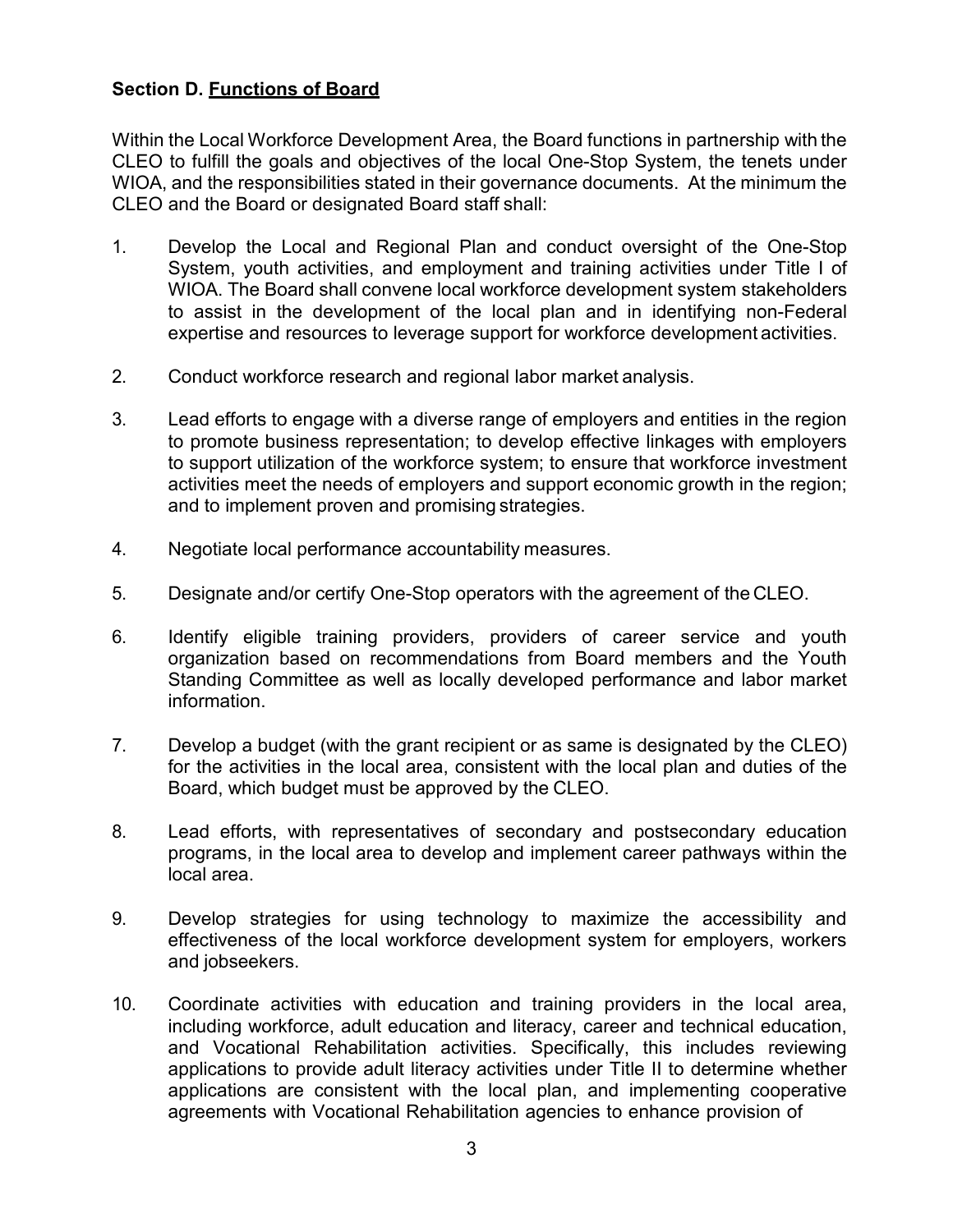### Section D. <u>Functions of Board</u>

Within the Local Workforce Development Area, the Board functions in partnership with the CLEO to fulfill the goals and objectives of the local One-Stop System, the tenets under WIOA, and the responsibilities stated in their governance documents. At the minimum the CLEO and the Board or designated Board staff shall:

1. Develop the Local and Regional Plan and conduct oversight of the One-Stop System, youth activities, and employment and training activities under Title I of WIOA. The Board shall convene local workforce development system stakeholders to assist in the development of the local plan and in identifying non-Federal expertise and resources to leverage support for workforce development activities.

2. Conduct workforce research and regional labor market analysis.

3. Lead efforts to engage with a diverse range of employers and entities in the region to promote business representation; to develop effective linkages with employers to support utilization of the workforce system; to ensure that workforce investment activities meet the needs of employers and support economic growth in the region; and to implement proven and promising strategies.

4. Negotiate local performance accountability measures.

5. Designate and/or certify One-Stop operators with the agreement of the CLEO.

6. Identify eligible training providers, providers of career service and youth organization based on recommendations from Board members and the Youth Standing Committee as well as locally developed performance and labor market information.

7. Develop a budget (with the grant recipient or as same is designated by the CLEO) for the activities in the local area, consistent with the local plan and duties of the Board, which budget must be approved by the CLEO.

8. Lead efforts, with representatives of secondary and postsecondary education programs, in the local area to develop and implement career pathways within the local area.

9. Develop strategies for using technology to maximize the accessibility and effectiveness of the local workforce development system for employers, workers and jobseekers.

10. Coordinate activities with education and training providers in the local area, including workforce, adult education and literacy, career and technical education, and Vocational Rehabilitation activities. Specifically, this includes reviewing applications to provide adult literacy activities under Title II to determine whether applications are consistent with the local plan, and implementing cooperative agreements with Vocational Rehabilitation agencies to enhance provision of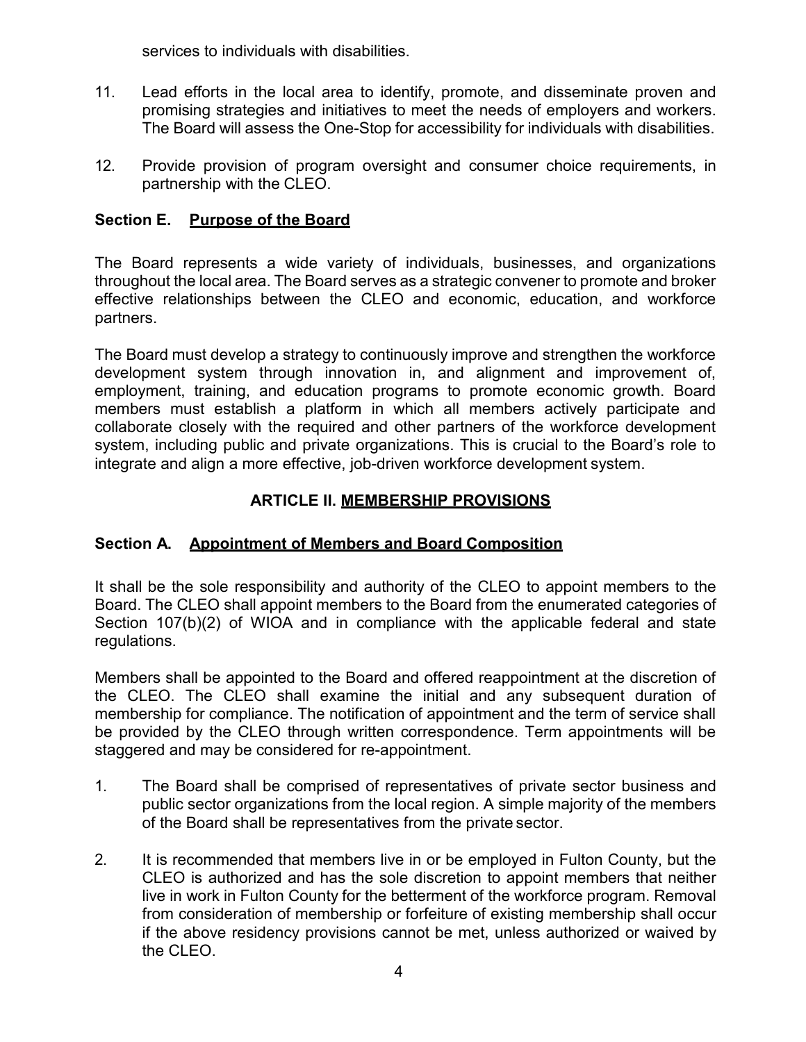services to individuals with disabilities.

11. Lead efforts in the local area to identify, promote, and disseminate proven and promising strategies and initiatives to meet the needs of employers and workers. The Board will assess the One-Stop for accessibility for individuals with disabilities.

12. Provide provision of program oversight and consumer choice requirements, in partnership with the CLEO.

### Section E. Purpose of the Board

The Board represents a wide variety of individuals, businesses, and organizations throughout the local area. The Board serves as a strategic convener to promote and broker effective relationships between the CLEO and economic, education, and workforce partners.

The Board must develop a strategy to continuously improve and strengthen the workforce development system through innovation in, and alignment and improvement of, employment, training, and education programs to promote economic growth. Board members must establish a platform in which all members actively participate and collaborate closely with the required and other partners of the workforce development system, including public and private organizations. This is crucial to the Board's role to integrate and align a more effective, job-driven workforce development system.

## ARTICLE II. MEMBERSHIP PROVISIONS

### Section A. Appointment of Members and Board Composition

It shall be the sole responsibility and authority of the CLEO to appoint members to the Board. The CLEO shall appoint members to the Board from the enumerated categories of Section 107(b)(2) of WIOA and in compliance with the applicable federal and state regulations.

Members shall be appointed to the Board and offered reappointment at the discretion of the CLEO. The CLEO shall examine the initial and any subsequent duration of membership for compliance. The notification of appointment and the term of service shall be provided by the CLEO through written correspondence. Term appointments will be staggered and may be considered for re-appointment.

1. The Board shall be comprised of representatives of private sector business and public sector organizations from the local region. A simple majority of the members of the Board shall be representatives from the private sector.

2. It is recommended that members live in or be employed in Fulton County, but the CLEO is authorized and has the sole discretion to appoint members that neither live in work in Fulton County for the betterment of the workforce program. Removal from consideration of membership or forfeiture of existing membership shall occur if the above residency provisions cannot be met, unless authorized or waived by the CLEO.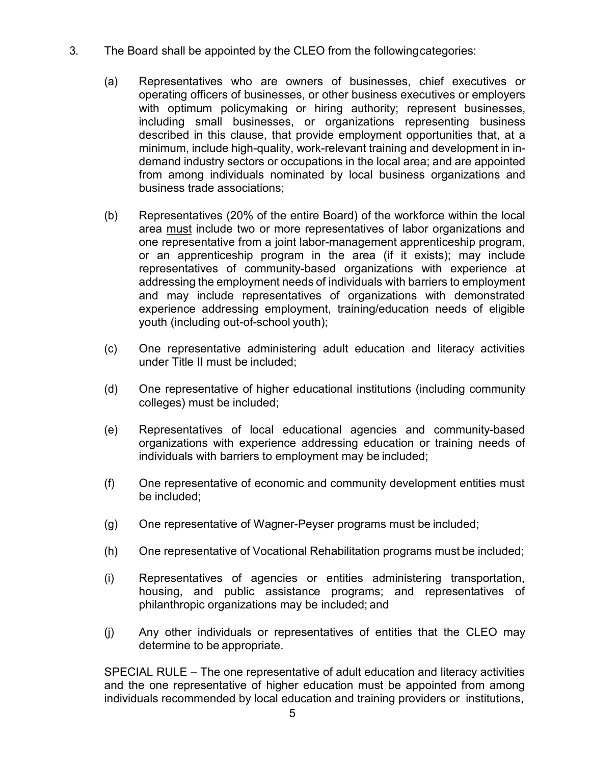3. The Board shall be appointed by the CLEO from the following categories:

   (a) Representatives who are owners of businesses, chief executives or operating officers of businesses, or other business executives or employers with optimum policymaking or hiring authority; represent businesses, including small businesses, or organizations representing business described in this clause, that provide employment opportunities that, at a minimum, include high-quality, work-relevant training and development in in-demand industry sectors or occupations in the local area; and are appointed from among individuals nominated by local business organizations and business trade associations;

   (b) Representatives (20% of the entire Board) of the workforce within the local area <u>must</u> include two or more representatives of labor organizations and one representative from a joint labor-management apprenticeship program, or an apprenticeship program in the area (if it exists); may include representatives of community-based organizations with experience at addressing the employment needs of individuals with barriers to employment and may include representatives of organizations with demonstrated experience addressing employment, training/education needs of eligible youth (including out-of-school youth);

   (c) One representative administering adult education and literacy activities under Title II must be included;

   (d) One representative of higher educational institutions (including community colleges) must be included;

   (e) Representatives of local educational agencies and community-based organizations with experience addressing education or training needs of individuals with barriers to employment may be included;

   (f) One representative of economic and community development entities must be included;

   (g) One representative of Wagner-Peyser programs must be included;

   (h) One representative of Vocational Rehabilitation programs must be included;

   (i) Representatives of agencies or entities administering transportation, housing, and public assistance programs; and representatives of philanthropic organizations may be included; and

   (j) Any other individuals or representatives of entities that the CLEO may determine to be appropriate.

   SPECIAL RULE – The one representative of adult education and literacy activities and the one representative of higher education must be appointed from among individuals recommended by local education and training providers or institutions,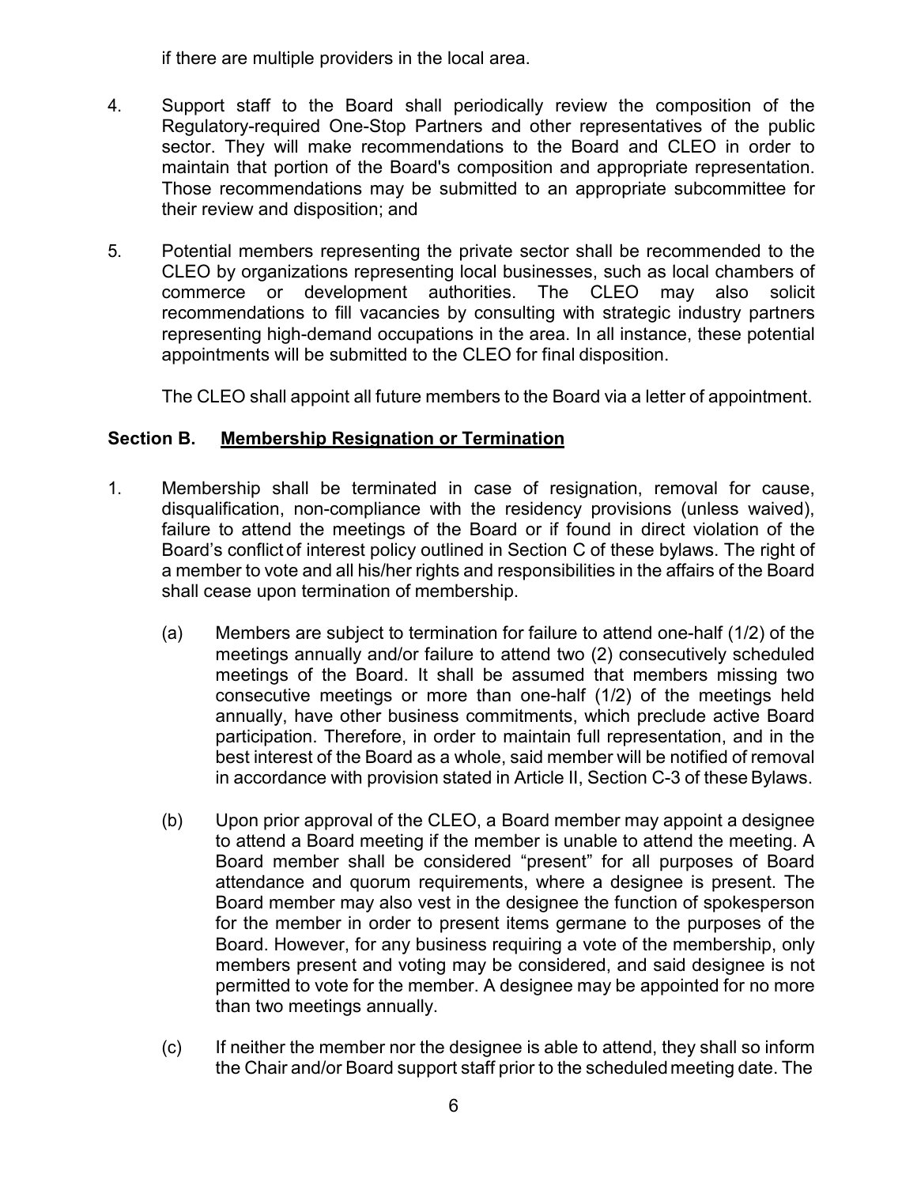if there are multiple providers in the local area.

4. Support staff to the Board shall periodically review the composition of the Regulatory-required One-Stop Partners and other representatives of the public sector. They will make recommendations to the Board and CLEO in order to maintain that portion of the Board's composition and appropriate representation. Those recommendations may be submitted to an appropriate subcommittee for their review and disposition; and

5. Potential members representing the private sector shall be recommended to the CLEO by organizations representing local businesses, such as local chambers of commerce or development authorities. The CLEO may also solicit recommendations to fill vacancies by consulting with strategic industry partners representing high-demand occupations in the area. In all instance, these potential appointments will be submitted to the CLEO for final disposition.

   The CLEO shall appoint all future members to the Board via a letter of appointment.

### Section B. Membership Resignation or Termination

1. Membership shall be terminated in case of resignation, removal for cause, disqualification, non-compliance with the residency provisions (unless waived), failure to attend the meetings of the Board or if found in direct violation of the Board's conflict of interest policy outlined in Section C of these bylaws. The right of a member to vote and all his/her rights and responsibilities in the affairs of the Board shall cease upon termination of membership.

   (a) Members are subject to termination for failure to attend one-half (1/2) of the meetings annually and/or failure to attend two (2) consecutively scheduled meetings of the Board. It shall be assumed that members missing two consecutive meetings or more than one-half (1/2) of the meetings held annually, have other business commitments, which preclude active Board participation. Therefore, in order to maintain full representation, and in the best interest of the Board as a whole, said member will be notified of removal in accordance with provision stated in Article II, Section C-3 of these Bylaws.

   (b) Upon prior approval of the CLEO, a Board member may appoint a designee to attend a Board meeting if the member is unable to attend the meeting. A Board member shall be considered "present" for all purposes of Board attendance and quorum requirements, where a designee is present. The Board member may also vest in the designee the function of spokesperson for the member in order to present items germane to the purposes of the Board. However, for any business requiring a vote of the membership, only members present and voting may be considered, and said designee is not permitted to vote for the member. A designee may be appointed for no more than two meetings annually.

   (c) If neither the member nor the designee is able to attend, they shall so inform the Chair and/or Board support staff prior to the scheduled meeting date. The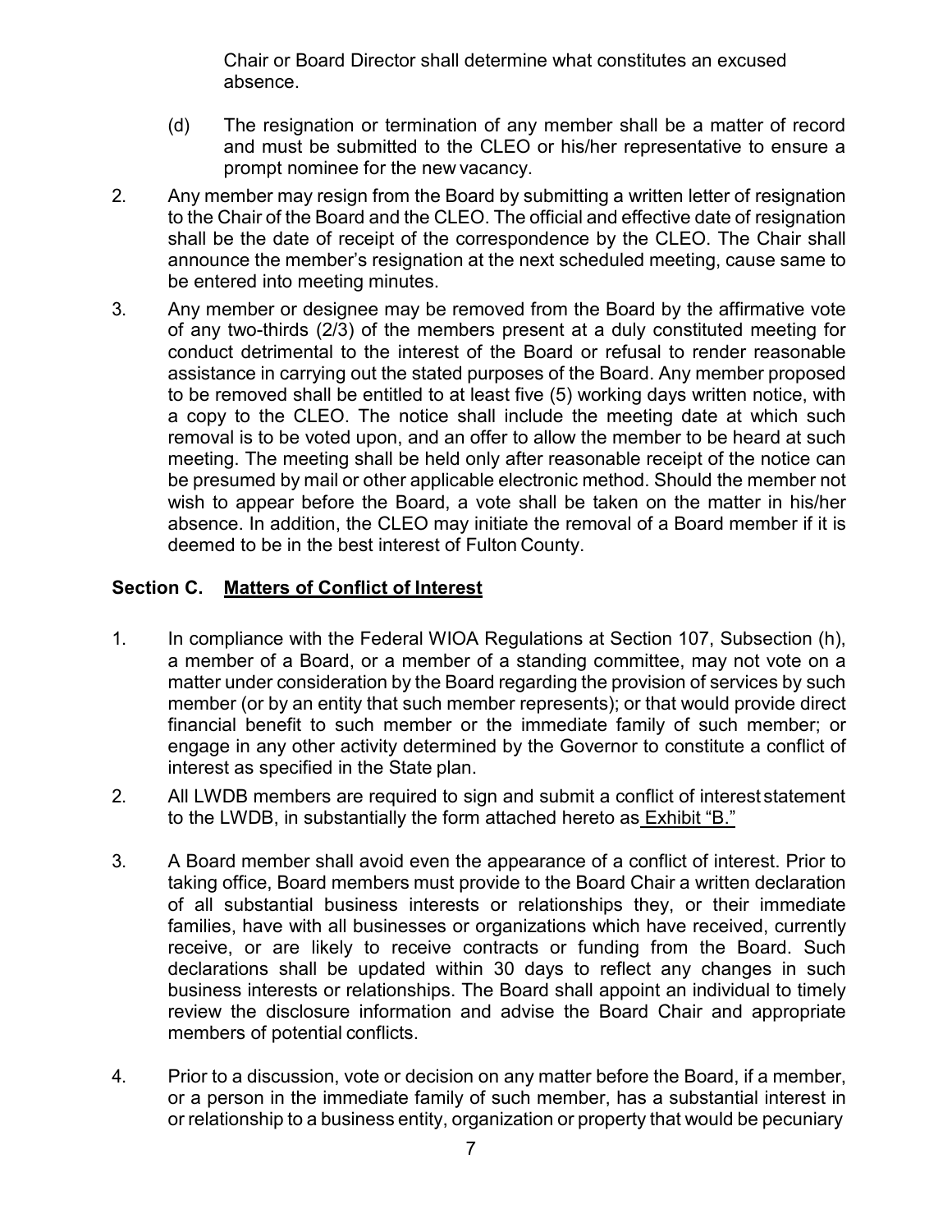Chair or Board Director shall determine what constitutes an excused absence.

(d) The resignation or termination of any member shall be a matter of record and must be submitted to the CLEO or his/her representative to ensure a prompt nominee for the new vacancy.

2. Any member may resign from the Board by submitting a written letter of resignation to the Chair of the Board and the CLEO. The official and effective date of resignation shall be the date of receipt of the correspondence by the CLEO. The Chair shall announce the member's resignation at the next scheduled meeting, cause same to be entered into meeting minutes.

3. Any member or designee may be removed from the Board by the affirmative vote of any two-thirds (2/3) of the members present at a duly constituted meeting for conduct detrimental to the interest of the Board or refusal to render reasonable assistance in carrying out the stated purposes of the Board. Any member proposed to be removed shall be entitled to at least five (5) working days written notice, with a copy to the CLEO. The notice shall include the meeting date at which such removal is to be voted upon, and an offer to allow the member to be heard at such meeting. The meeting shall be held only after reasonable receipt of the notice can be presumed by mail or other applicable electronic method. Should the member not wish to appear before the Board, a vote shall be taken on the matter in his/her absence. In addition, the CLEO may initiate the removal of a Board member if it is deemed to be in the best interest of Fulton County.

## Section C. Matters of Conflict of Interest

1. In compliance with the Federal WIOA Regulations at Section 107, Subsection (h), a member of a Board, or a member of a standing committee, may not vote on a matter under consideration by the Board regarding the provision of services by such member (or by an entity that such member represents); or that would provide direct financial benefit to such member or the immediate family of such member; or engage in any other activity determined by the Governor to constitute a conflict of interest as specified in the State plan.

2. All LWDB members are required to sign and submit a conflict of interest statement to the LWDB, in substantially the form attached hereto as Exhibit "B."

3. A Board member shall avoid even the appearance of a conflict of interest. Prior to taking office, Board members must provide to the Board Chair a written declaration of all substantial business interests or relationships they, or their immediate families, have with all businesses or organizations which have received, currently receive, or are likely to receive contracts or funding from the Board. Such declarations shall be updated within 30 days to reflect any changes in such business interests or relationships. The Board shall appoint an individual to timely review the disclosure information and advise the Board Chair and appropriate members of potential conflicts.

4. Prior to a discussion, vote or decision on any matter before the Board, if a member, or a person in the immediate family of such member, has a substantial interest in or relationship to a business entity, organization or property that would be pecuniary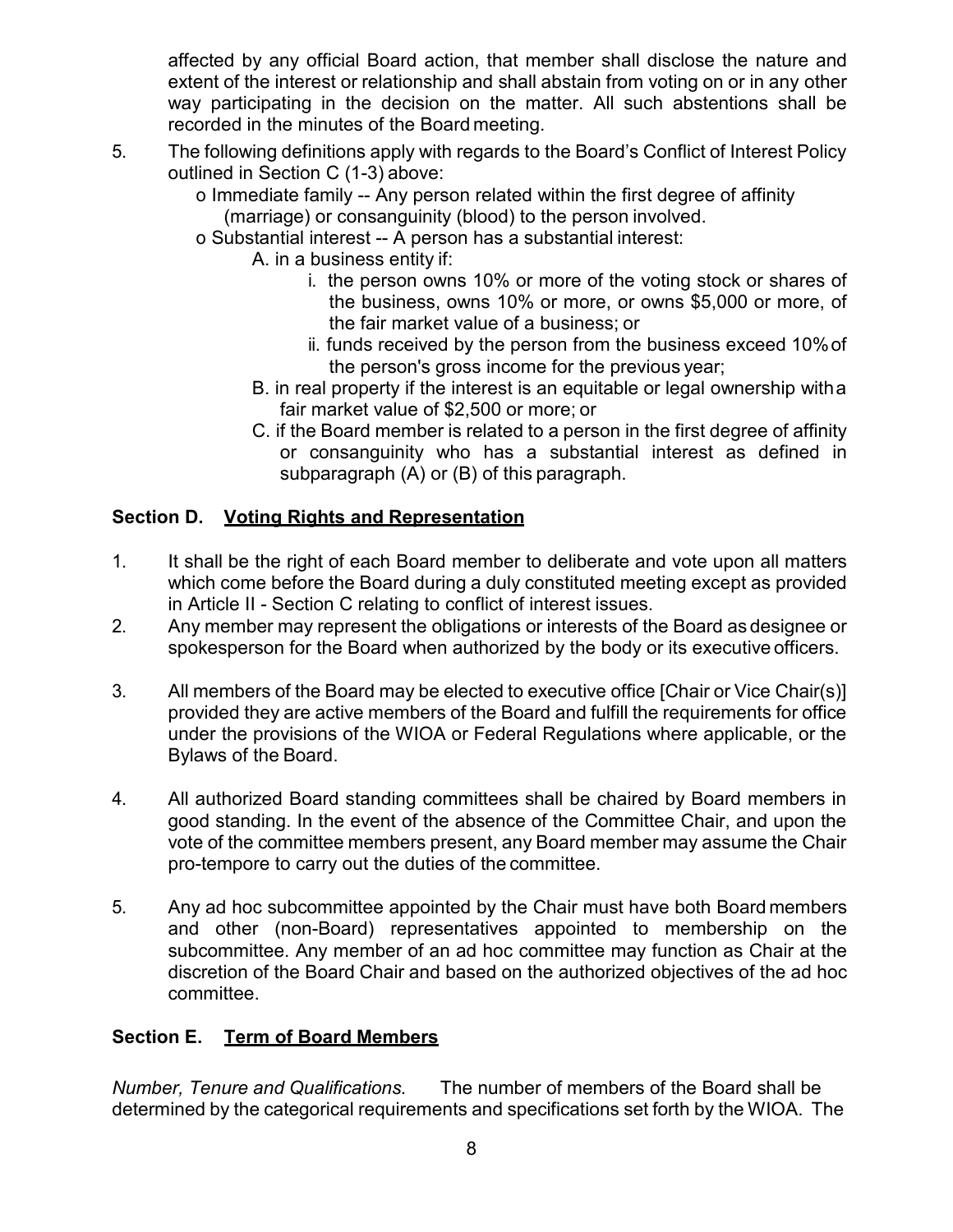affected by any official Board action, that member shall disclose the nature and extent of the interest or relationship and shall abstain from voting on or in any other way participating in the decision on the matter. All such abstentions shall be recorded in the minutes of the Board meeting.

5. The following definitions apply with regards to the Board's Conflict of Interest Policy outlined in Section C (1-3) above:
   - o Immediate family -- Any person related within the first degree of affinity (marriage) or consanguinity (blood) to the person involved.
   - o Substantial interest -- A person has a substantial interest:
     - A. in a business entity if:
       - i. the person owns 10% or more of the voting stock or shares of the business, owns 10% or more, or owns $5,000 or more, of the fair market value of a business; or
       - ii. funds received by the person from the business exceed 10% of the person's gross income for the previous year;
     - B. in real property if the interest is an equitable or legal ownership with a fair market value of $2,500 or more; or
     - C. if the Board member is related to a person in the first degree of affinity or consanguinity who has a substantial interest as defined in subparagraph (A) or (B) of this paragraph.

## Section D. <u>Voting Rights and Representation</u>

1. It shall be the right of each Board member to deliberate and vote upon all matters which come before the Board during a duly constituted meeting except as provided in Article II - Section C relating to conflict of interest issues.
2. Any member may represent the obligations or interests of the Board as designee or spokesperson for the Board when authorized by the body or its executive officers.
3. All members of the Board may be elected to executive office [Chair or Vice Chair(s)] provided they are active members of the Board and fulfill the requirements for office under the provisions of the WIOA or Federal Regulations where applicable, or the Bylaws of the Board.
4. All authorized Board standing committees shall be chaired by Board members in good standing. In the event of the absence of the Committee Chair, and upon the vote of the committee members present, any Board member may assume the Chair pro-tempore to carry out the duties of the committee.
5. Any ad hoc subcommittee appointed by the Chair must have both Board members and other (non-Board) representatives appointed to membership on the subcommittee. Any member of an ad hoc committee may function as Chair at the discretion of the Board Chair and based on the authorized objectives of the ad hoc committee.

## Section E. <u>Term of Board Members</u>

*Number, Tenure and Qualifications.* The number of members of the Board shall be determined by the categorical requirements and specifications set forth by the WIOA. The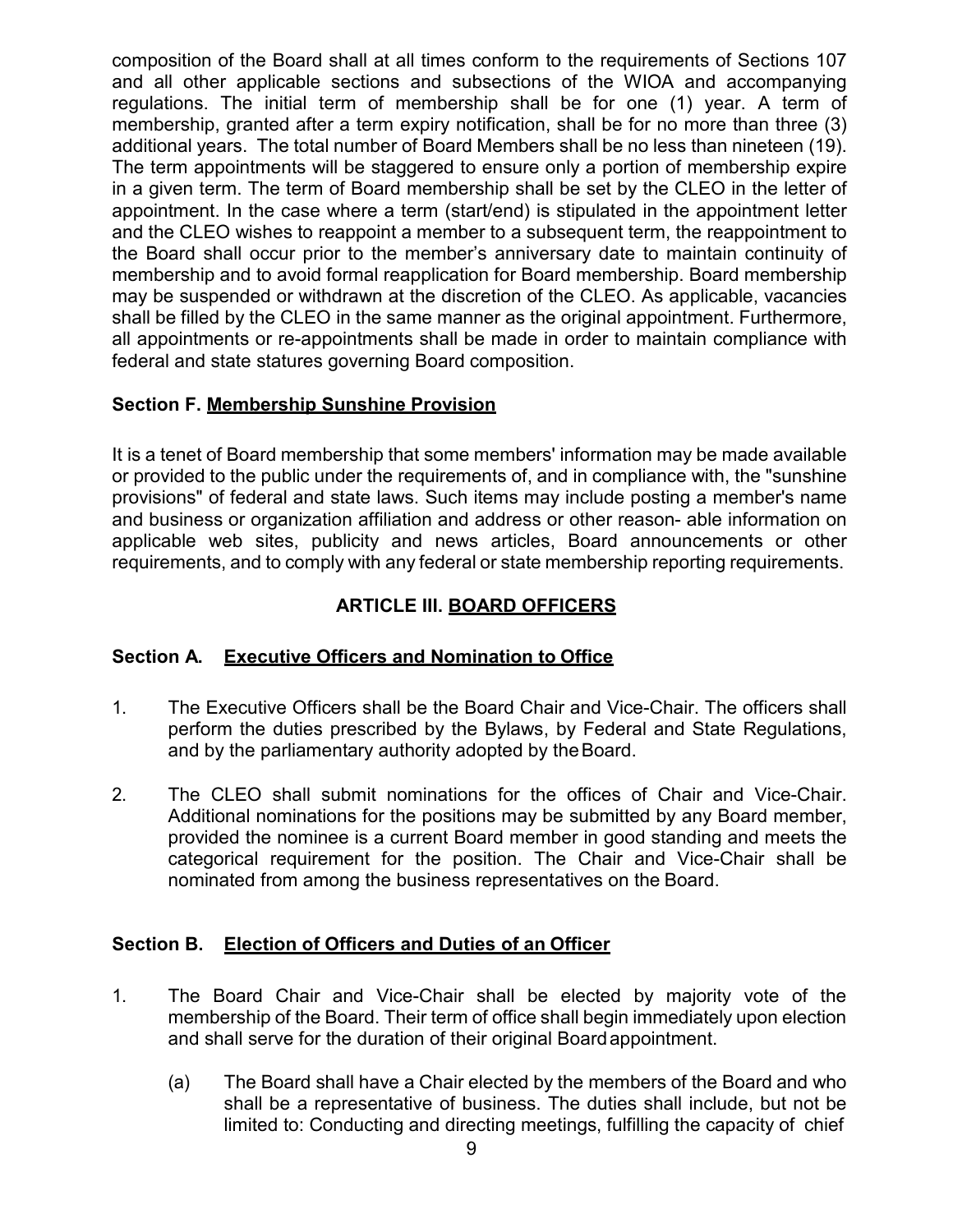composition of the Board shall at all times conform to the requirements of Sections 107 and all other applicable sections and subsections of the WIOA and accompanying regulations. The initial term of membership shall be for one (1) year. A term of membership, granted after a term expiry notification, shall be for no more than three (3) additional years. The total number of Board Members shall be no less than nineteen (19). The term appointments will be staggered to ensure only a portion of membership expire in a given term. The term of Board membership shall be set by the CLEO in the letter of appointment. In the case where a term (start/end) is stipulated in the appointment letter and the CLEO wishes to reappoint a member to a subsequent term, the reappointment to the Board shall occur prior to the member's anniversary date to maintain continuity of membership and to avoid formal reapplication for Board membership. Board membership may be suspended or withdrawn at the discretion of the CLEO. As applicable, vacancies shall be filled by the CLEO in the same manner as the original appointment. Furthermore, all appointments or re-appointments shall be made in order to maintain compliance with federal and state statures governing Board composition.

### Section F. Membership Sunshine Provision

It is a tenet of Board membership that some members' information may be made available or provided to the public under the requirements of, and in compliance with, the "sunshine provisions" of federal and state laws. Such items may include posting a member's name and business or organization affiliation and address or other reason- able information on applicable web sites, publicity and news articles, Board announcements or other requirements, and to comply with any federal or state membership reporting requirements.

## ARTICLE III. BOARD OFFICERS

### Section A. Executive Officers and Nomination to Office

1. The Executive Officers shall be the Board Chair and Vice-Chair. The officers shall perform the duties prescribed by the Bylaws, by Federal and State Regulations, and by the parliamentary authority adopted by the Board.

2. The CLEO shall submit nominations for the offices of Chair and Vice-Chair. Additional nominations for the positions may be submitted by any Board member, provided the nominee is a current Board member in good standing and meets the categorical requirement for the position. The Chair and Vice-Chair shall be nominated from among the business representatives on the Board.

### Section B. Election of Officers and Duties of an Officer

1. The Board Chair and Vice-Chair shall be elected by majority vote of the membership of the Board. Their term of office shall begin immediately upon election and shall serve for the duration of their original Board appointment.

   (a) The Board shall have a Chair elected by the members of the Board and who shall be a representative of business. The duties shall include, but not be limited to: Conducting and directing meetings, fulfilling the capacity of chief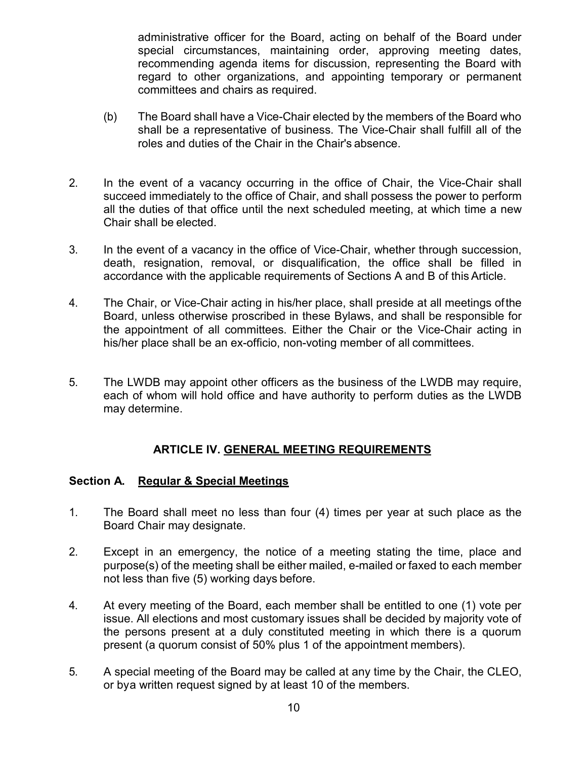administrative officer for the Board, acting on behalf of the Board under special circumstances, maintaining order, approving meeting dates, recommending agenda items for discussion, representing the Board with regard to other organizations, and appointing temporary or permanent committees and chairs as required.

(b) The Board shall have a Vice-Chair elected by the members of the Board who shall be a representative of business. The Vice-Chair shall fulfill all of the roles and duties of the Chair in the Chair's absence.

2. In the event of a vacancy occurring in the office of Chair, the Vice-Chair shall succeed immediately to the office of Chair, and shall possess the power to perform all the duties of that office until the next scheduled meeting, at which time a new Chair shall be elected.

3. In the event of a vacancy in the office of Vice-Chair, whether through succession, death, resignation, removal, or disqualification, the office shall be filled in accordance with the applicable requirements of Sections A and B of this Article.

4. The Chair, or Vice-Chair acting in his/her place, shall preside at all meetings ofthe Board, unless otherwise proscribed in these Bylaws, and shall be responsible for the appointment of all committees. Either the Chair or the Vice-Chair acting in his/her place shall be an ex-officio, non-voting member of all committees.

5. The LWDB may appoint other officers as the business of the LWDB may require, each of whom will hold office and have authority to perform duties as the LWDB may determine.

## ARTICLE IV. GENERAL MEETING REQUIREMENTS

### Section A. Regular & Special Meetings

1. The Board shall meet no less than four (4) times per year at such place as the Board Chair may designate.

2. Except in an emergency, the notice of a meeting stating the time, place and purpose(s) of the meeting shall be either mailed, e-mailed or faxed to each member not less than five (5) working days before.

4. At every meeting of the Board, each member shall be entitled to one (1) vote per issue. All elections and most customary issues shall be decided by majority vote of the persons present at a duly constituted meeting in which there is a quorum present (a quorum consist of 50% plus 1 of the appointment members).

5. A special meeting of the Board may be called at any time by the Chair, the CLEO, or bya written request signed by at least 10 of the members.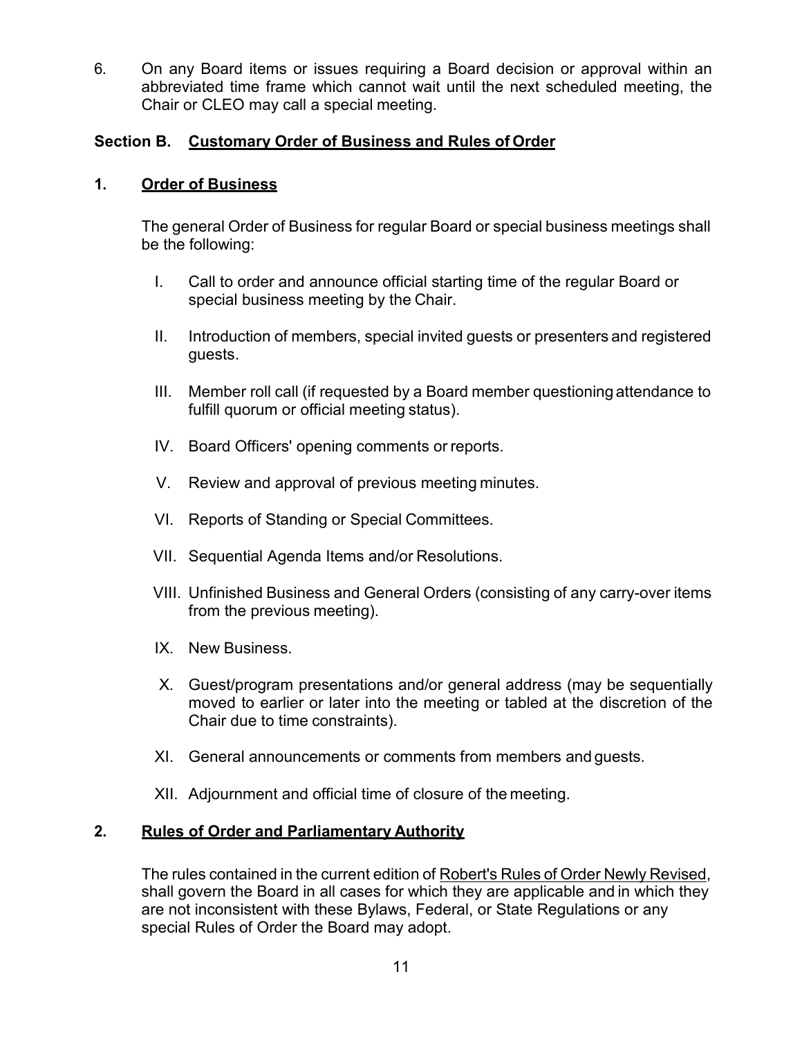6. On any Board items or issues requiring a Board decision or approval within an abbreviated time frame which cannot wait until the next scheduled meeting, the Chair or CLEO may call a special meeting.

## Section B. Customary Order of Business and Rules of Order

### 1. Order of Business

The general Order of Business for regular Board or special business meetings shall be the following:

I. Call to order and announce official starting time of the regular Board or special business meeting by the Chair.

II. Introduction of members, special invited guests or presenters and registered guests.

III. Member roll call (if requested by a Board member questioning attendance to fulfill quorum or official meeting status).

IV. Board Officers' opening comments or reports.

V. Review and approval of previous meeting minutes.

VI. Reports of Standing or Special Committees.

VII. Sequential Agenda Items and/or Resolutions.

VIII. Unfinished Business and General Orders (consisting of any carry-over items from the previous meeting).

IX. New Business.

X. Guest/program presentations and/or general address (may be sequentially moved to earlier or later into the meeting or tabled at the discretion of the Chair due to time constraints).

XI. General announcements or comments from members and guests.

XII. Adjournment and official time of closure of the meeting.

### 2. Rules of Order and Parliamentary Authority

The rules contained in the current edition of Robert's Rules of Order Newly Revised, shall govern the Board in all cases for which they are applicable and in which they are not inconsistent with these Bylaws, Federal, or State Regulations or any special Rules of Order the Board may adopt.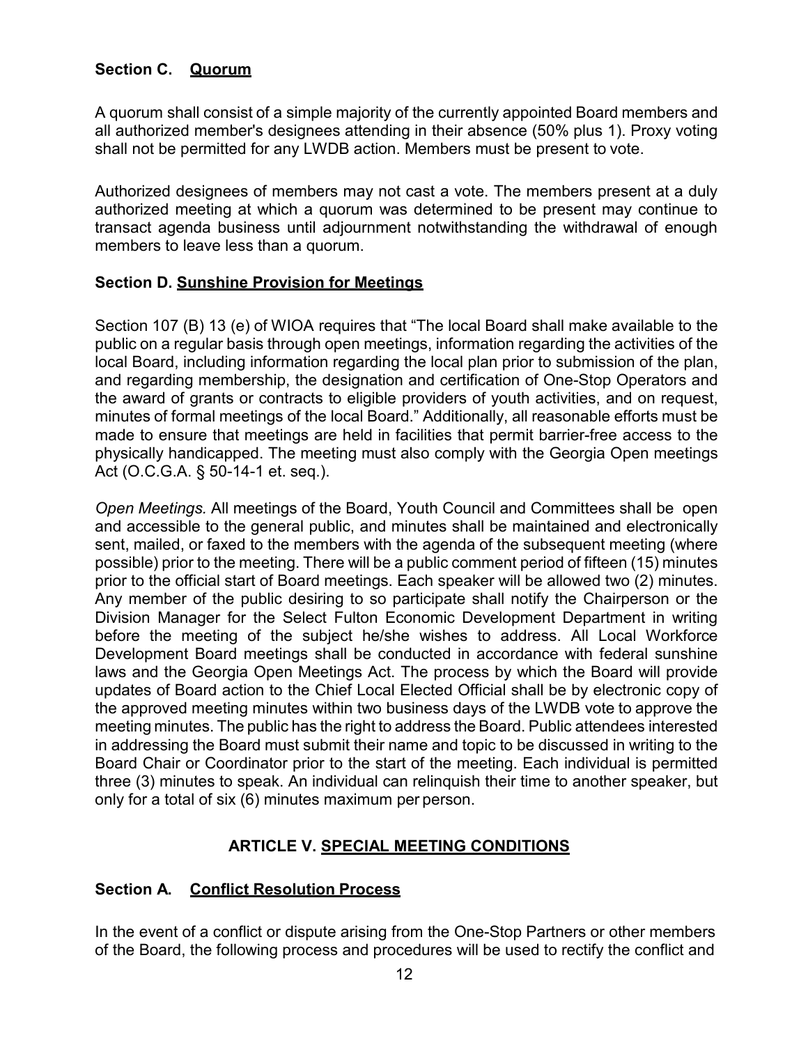### Section C. Quorum

A quorum shall consist of a simple majority of the currently appointed Board members and all authorized member's designees attending in their absence (50% plus 1). Proxy voting shall not be permitted for any LWDB action. Members must be present to vote.

Authorized designees of members may not cast a vote. The members present at a duly authorized meeting at which a quorum was determined to be present may continue to transact agenda business until adjournment notwithstanding the withdrawal of enough members to leave less than a quorum.

### Section D. Sunshine Provision for Meetings

Section 107 (B) 13 (e) of WIOA requires that "The local Board shall make available to the public on a regular basis through open meetings, information regarding the activities of the local Board, including information regarding the local plan prior to submission of the plan, and regarding membership, the designation and certification of One-Stop Operators and the award of grants or contracts to eligible providers of youth activities, and on request, minutes of formal meetings of the local Board." Additionally, all reasonable efforts must be made to ensure that meetings are held in facilities that permit barrier-free access to the physically handicapped. The meeting must also comply with the Georgia Open meetings Act (O.C.G.A. § 50-14-1 et. seq.).

*Open Meetings.* All meetings of the Board, Youth Council and Committees shall be open and accessible to the general public, and minutes shall be maintained and electronically sent, mailed, or faxed to the members with the agenda of the subsequent meeting (where possible) prior to the meeting. There will be a public comment period of fifteen (15) minutes prior to the official start of Board meetings. Each speaker will be allowed two (2) minutes. Any member of the public desiring to so participate shall notify the Chairperson or the Division Manager for the Select Fulton Economic Development Department in writing before the meeting of the subject he/she wishes to address. All Local Workforce Development Board meetings shall be conducted in accordance with federal sunshine laws and the Georgia Open Meetings Act. The process by which the Board will provide updates of Board action to the Chief Local Elected Official shall be by electronic copy of the approved meeting minutes within two business days of the LWDB vote to approve the meeting minutes. The public has the right to address the Board. Public attendees interested in addressing the Board must submit their name and topic to be discussed in writing to the Board Chair or Coordinator prior to the start of the meeting. Each individual is permitted three (3) minutes to speak. An individual can relinquish their time to another speaker, but only for a total of six (6) minutes maximum per person.

## ARTICLE V. SPECIAL MEETING CONDITIONS

### Section A. Conflict Resolution Process

In the event of a conflict or dispute arising from the One-Stop Partners or other members of the Board, the following process and procedures will be used to rectify the conflict and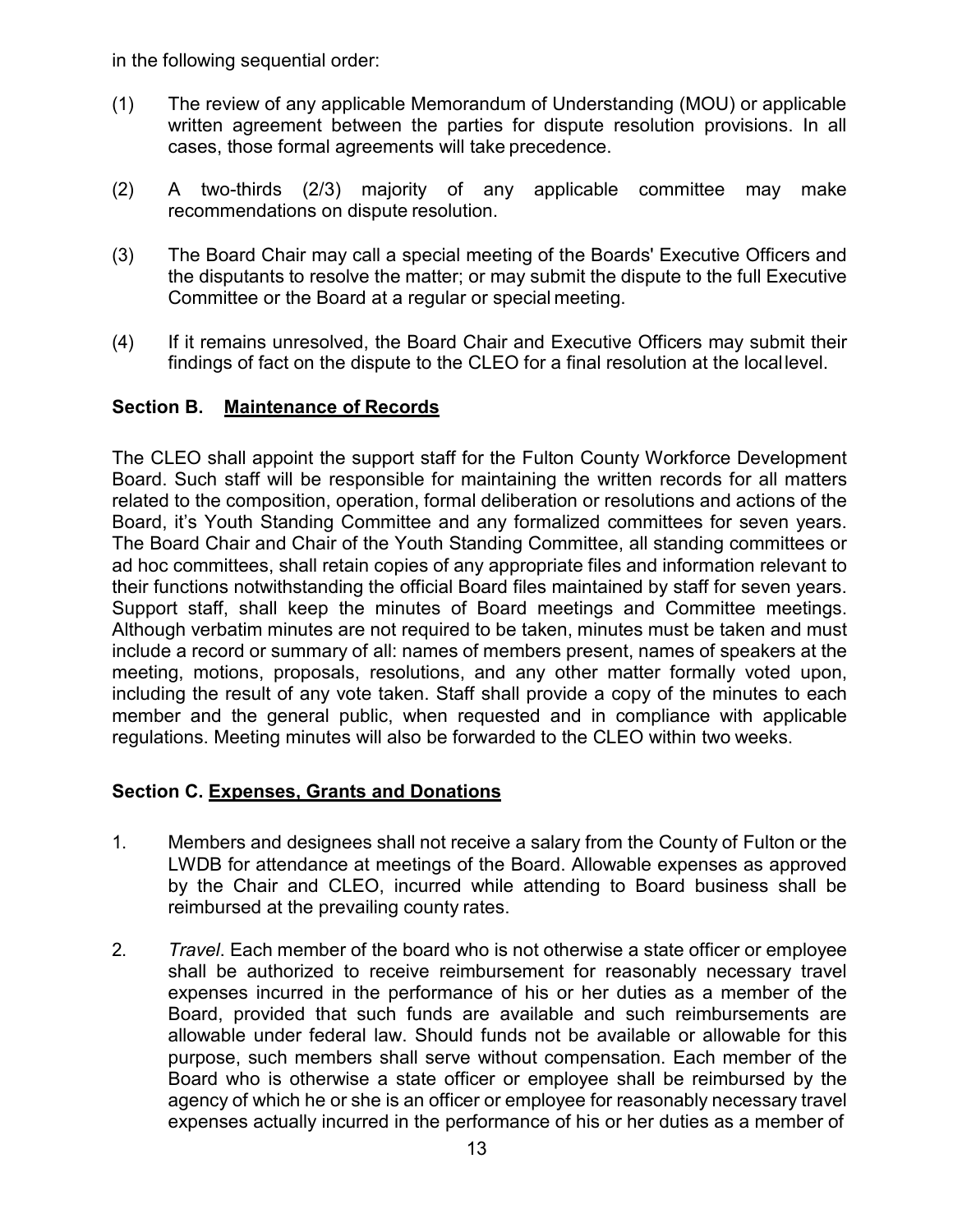in the following sequential order:

(1) The review of any applicable Memorandum of Understanding (MOU) or applicable written agreement between the parties for dispute resolution provisions. In all cases, those formal agreements will take precedence.

(2) A two-thirds (2/3) majority of any applicable committee may make recommendations on dispute resolution.

(3) The Board Chair may call a special meeting of the Boards' Executive Officers and the disputants to resolve the matter; or may submit the dispute to the full Executive Committee or the Board at a regular or special meeting.

(4) If it remains unresolved, the Board Chair and Executive Officers may submit their findings of fact on the dispute to the CLEO for a final resolution at the local level.

### Section B. Maintenance of Records

The CLEO shall appoint the support staff for the Fulton County Workforce Development Board. Such staff will be responsible for maintaining the written records for all matters related to the composition, operation, formal deliberation or resolutions and actions of the Board, it's Youth Standing Committee and any formalized committees for seven years. The Board Chair and Chair of the Youth Standing Committee, all standing committees or ad hoc committees, shall retain copies of any appropriate files and information relevant to their functions notwithstanding the official Board files maintained by staff for seven years. Support staff, shall keep the minutes of Board meetings and Committee meetings. Although verbatim minutes are not required to be taken, minutes must be taken and must include a record or summary of all: names of members present, names of speakers at the meeting, motions, proposals, resolutions, and any other matter formally voted upon, including the result of any vote taken. Staff shall provide a copy of the minutes to each member and the general public, when requested and in compliance with applicable regulations. Meeting minutes will also be forwarded to the CLEO within two weeks.

### Section C. Expenses, Grants and Donations

1. Members and designees shall not receive a salary from the County of Fulton or the LWDB for attendance at meetings of the Board. Allowable expenses as approved by the Chair and CLEO, incurred while attending to Board business shall be reimbursed at the prevailing county rates.

2. *Travel*. Each member of the board who is not otherwise a state officer or employee shall be authorized to receive reimbursement for reasonably necessary travel expenses incurred in the performance of his or her duties as a member of the Board, provided that such funds are available and such reimbursements are allowable under federal law. Should funds not be available or allowable for this purpose, such members shall serve without compensation. Each member of the Board who is otherwise a state officer or employee shall be reimbursed by the agency of which he or she is an officer or employee for reasonably necessary travel expenses actually incurred in the performance of his or her duties as a member of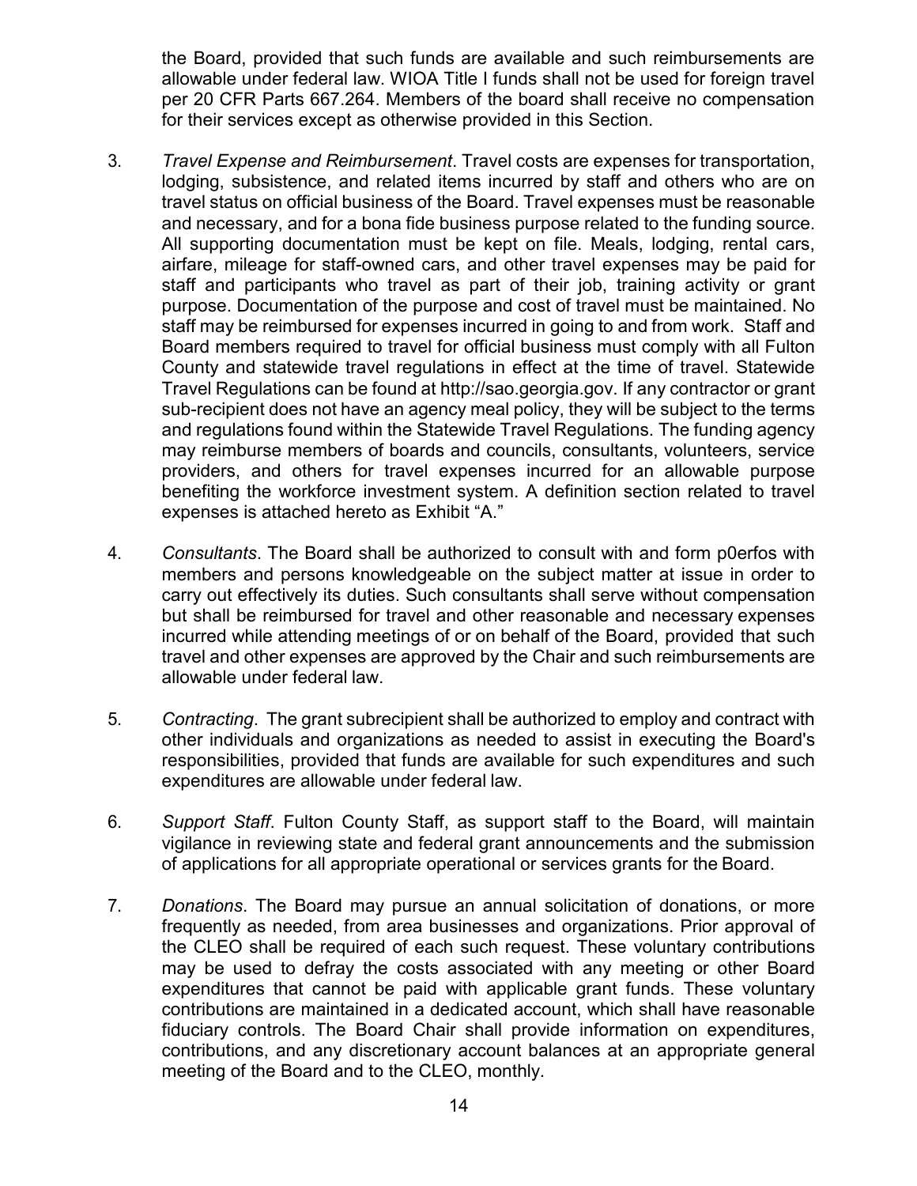the Board, provided that such funds are available and such reimbursements are allowable under federal law. WIOA Title I funds shall not be used for foreign travel per 20 CFR Parts 667.264. Members of the board shall receive no compensation for their services except as otherwise provided in this Section.

3. *Travel Expense and Reimbursement*. Travel costs are expenses for transportation, lodging, subsistence, and related items incurred by staff and others who are on travel status on official business of the Board. Travel expenses must be reasonable and necessary, and for a bona fide business purpose related to the funding source. All supporting documentation must be kept on file. Meals, lodging, rental cars, airfare, mileage for staff-owned cars, and other travel expenses may be paid for staff and participants who travel as part of their job, training activity or grant purpose. Documentation of the purpose and cost of travel must be maintained. No staff may be reimbursed for expenses incurred in going to and from work. Staff and Board members required to travel for official business must comply with all Fulton County and statewide travel regulations in effect at the time of travel. Statewide Travel Regulations can be found at http://sao.georgia.gov. If any contractor or grant sub-recipient does not have an agency meal policy, they will be subject to the terms and regulations found within the Statewide Travel Regulations. The funding agency may reimburse members of boards and councils, consultants, volunteers, service providers, and others for travel expenses incurred for an allowable purpose benefiting the workforce investment system. A definition section related to travel expenses is attached hereto as Exhibit "A."

4. *Consultants*. The Board shall be authorized to consult with and form p0erfos with members and persons knowledgeable on the subject matter at issue in order to carry out effectively its duties. Such consultants shall serve without compensation but shall be reimbursed for travel and other reasonable and necessary expenses incurred while attending meetings of or on behalf of the Board, provided that such travel and other expenses are approved by the Chair and such reimbursements are allowable under federal law.

5. *Contracting*. The grant subrecipient shall be authorized to employ and contract with other individuals and organizations as needed to assist in executing the Board's responsibilities, provided that funds are available for such expenditures and such expenditures are allowable under federal law.

6. *Support Staff*. Fulton County Staff, as support staff to the Board, will maintain vigilance in reviewing state and federal grant announcements and the submission of applications for all appropriate operational or services grants for the Board.

7. *Donations*. The Board may pursue an annual solicitation of donations, or more frequently as needed, from area businesses and organizations. Prior approval of the CLEO shall be required of each such request. These voluntary contributions may be used to defray the costs associated with any meeting or other Board expenditures that cannot be paid with applicable grant funds. These voluntary contributions are maintained in a dedicated account, which shall have reasonable fiduciary controls. The Board Chair shall provide information on expenditures, contributions, and any discretionary account balances at an appropriate general meeting of the Board and to the CLEO, monthly.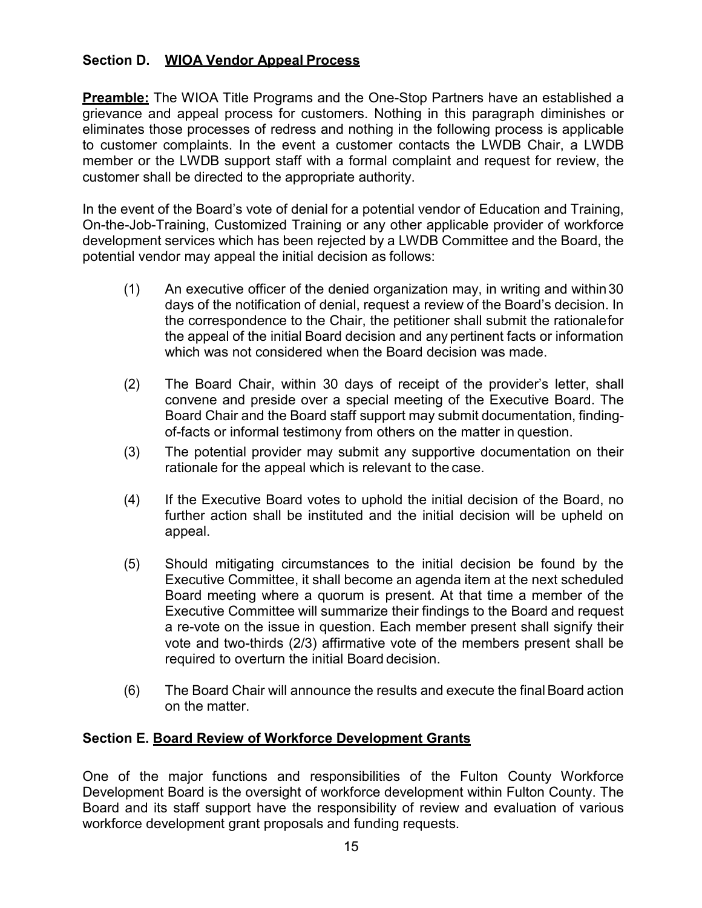### Section D. <u>WIOA Vendor Appeal Process</u>

**<u>Preamble:</u>** The WIOA Title Programs and the One-Stop Partners have an established a grievance and appeal process for customers. Nothing in this paragraph diminishes or eliminates those processes of redress and nothing in the following process is applicable to customer complaints. In the event a customer contacts the LWDB Chair, a LWDB member or the LWDB support staff with a formal complaint and request for review, the customer shall be directed to the appropriate authority.

In the event of the Board's vote of denial for a potential vendor of Education and Training, On-the-Job-Training, Customized Training or any other applicable provider of workforce development services which has been rejected by a LWDB Committee and the Board, the potential vendor may appeal the initial decision as follows:

(1) An executive officer of the denied organization may, in writing and within 30 days of the notification of denial, request a review of the Board's decision. In the correspondence to the Chair, the petitioner shall submit the rationale for the appeal of the initial Board decision and any pertinent facts or information which was not considered when the Board decision was made.

(2) The Board Chair, within 30 days of receipt of the provider's letter, shall convene and preside over a special meeting of the Executive Board. The Board Chair and the Board staff support may submit documentation, finding-of-facts or informal testimony from others on the matter in question.

(3) The potential provider may submit any supportive documentation on their rationale for the appeal which is relevant to the case.

(4) If the Executive Board votes to uphold the initial decision of the Board, no further action shall be instituted and the initial decision will be upheld on appeal.

(5) Should mitigating circumstances to the initial decision be found by the Executive Committee, it shall become an agenda item at the next scheduled Board meeting where a quorum is present. At that time a member of the Executive Committee will summarize their findings to the Board and request a re-vote on the issue in question. Each member present shall signify their vote and two-thirds (2/3) affirmative vote of the members present shall be required to overturn the initial Board decision.

(6) The Board Chair will announce the results and execute the final Board action on the matter.

### Section E. <u>Board Review of Workforce Development Grants</u>

One of the major functions and responsibilities of the Fulton County Workforce Development Board is the oversight of workforce development within Fulton County. The Board and its staff support have the responsibility of review and evaluation of various workforce development grant proposals and funding requests.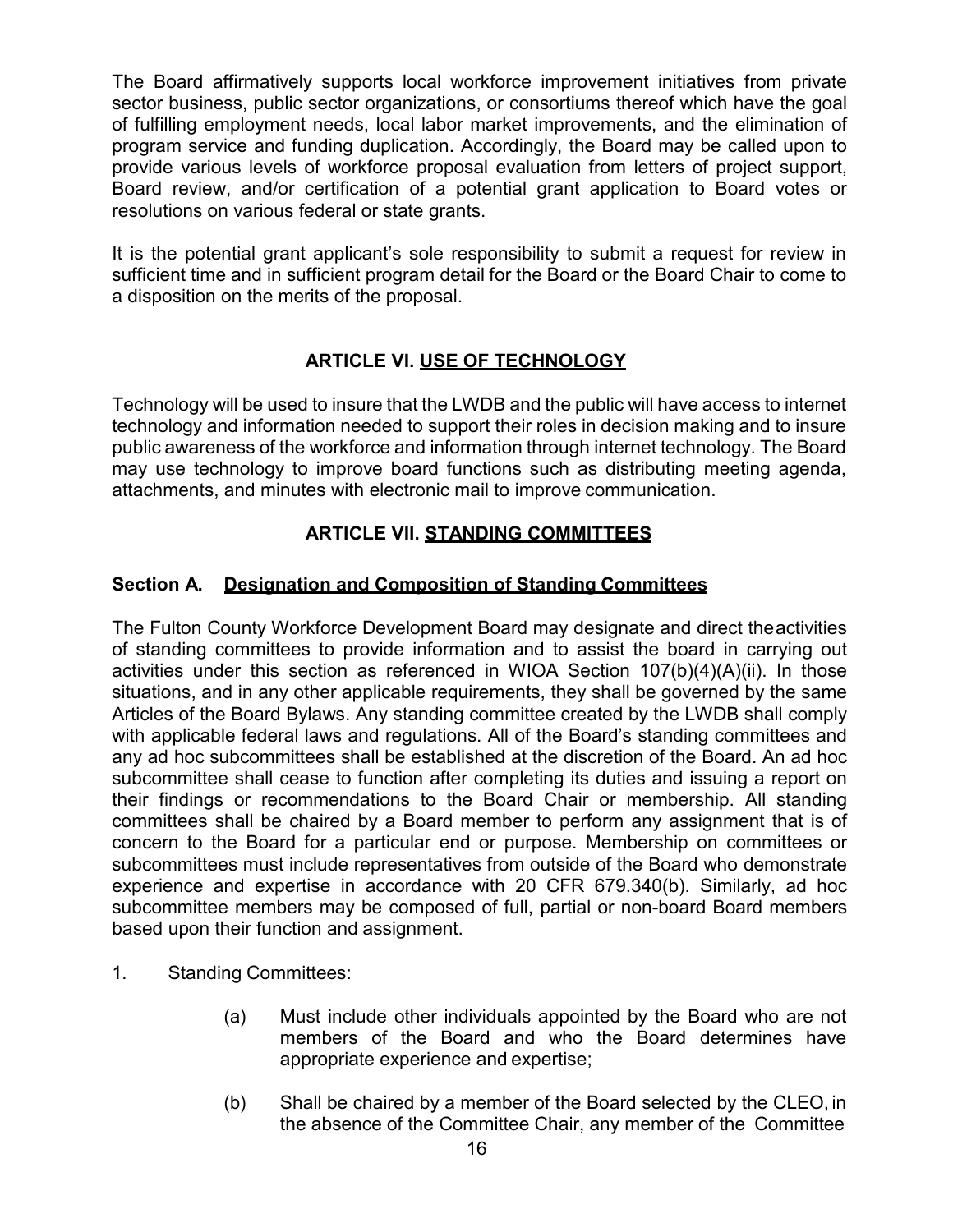The Board affirmatively supports local workforce improvement initiatives from private sector business, public sector organizations, or consortiums thereof which have the goal of fulfilling employment needs, local labor market improvements, and the elimination of program service and funding duplication. Accordingly, the Board may be called upon to provide various levels of workforce proposal evaluation from letters of project support, Board review, and/or certification of a potential grant application to Board votes or resolutions on various federal or state grants.

It is the potential grant applicant's sole responsibility to submit a request for review in sufficient time and in sufficient program detail for the Board or the Board Chair to come to a disposition on the merits of the proposal.

## ARTICLE VI. USE OF TECHNOLOGY

Technology will be used to insure that the LWDB and the public will have access to internet technology and information needed to support their roles in decision making and to insure public awareness of the workforce and information through internet technology. The Board may use technology to improve board functions such as distributing meeting agenda, attachments, and minutes with electronic mail to improve communication.

## ARTICLE VII. STANDING COMMITTEES

### Section A. Designation and Composition of Standing Committees

The Fulton County Workforce Development Board may designate and direct theactivities of standing committees to provide information and to assist the board in carrying out activities under this section as referenced in WIOA Section 107(b)(4)(A)(ii). In those situations, and in any other applicable requirements, they shall be governed by the same Articles of the Board Bylaws. Any standing committee created by the LWDB shall comply with applicable federal laws and regulations. All of the Board's standing committees and any ad hoc subcommittees shall be established at the discretion of the Board. An ad hoc subcommittee shall cease to function after completing its duties and issuing a report on their findings or recommendations to the Board Chair or membership. All standing committees shall be chaired by a Board member to perform any assignment that is of concern to the Board for a particular end or purpose. Membership on committees or subcommittees must include representatives from outside of the Board who demonstrate experience and expertise in accordance with 20 CFR 679.340(b). Similarly, ad hoc subcommittee members may be composed of full, partial or non-board Board members based upon their function and assignment.

1. Standing Committees:

   (a) Must include other individuals appointed by the Board who are not members of the Board and who the Board determines have appropriate experience and expertise;

   (b) Shall be chaired by a member of the Board selected by the CLEO, in the absence of the Committee Chair, any member of the Committee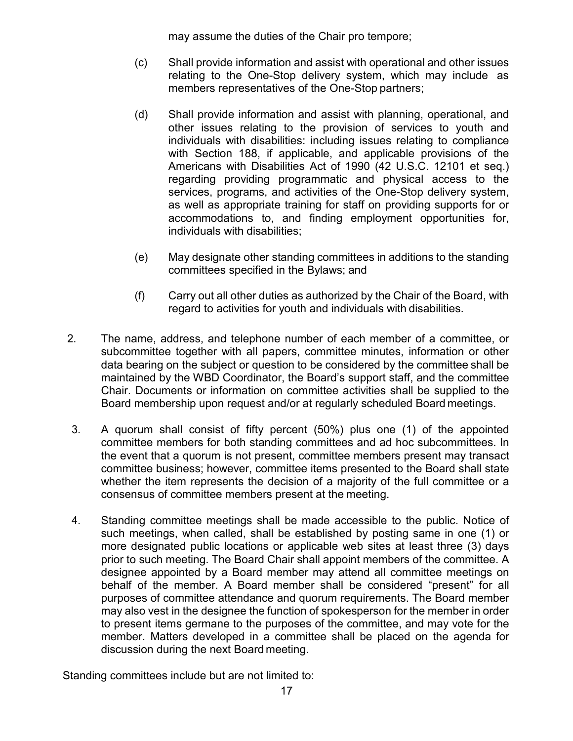may assume the duties of the Chair pro tempore;

(c) Shall provide information and assist with operational and other issues relating to the One-Stop delivery system, which may include as members representatives of the One-Stop partners;

(d) Shall provide information and assist with planning, operational, and other issues relating to the provision of services to youth and individuals with disabilities: including issues relating to compliance with Section 188, if applicable, and applicable provisions of the Americans with Disabilities Act of 1990 (42 U.S.C. 12101 et seq.) regarding providing programmatic and physical access to the services, programs, and activities of the One-Stop delivery system, as well as appropriate training for staff on providing supports for or accommodations to, and finding employment opportunities for, individuals with disabilities;

(e) May designate other standing committees in additions to the standing committees specified in the Bylaws; and

(f) Carry out all other duties as authorized by the Chair of the Board, with regard to activities for youth and individuals with disabilities.

2. The name, address, and telephone number of each member of a committee, or subcommittee together with all papers, committee minutes, information or other data bearing on the subject or question to be considered by the committee shall be maintained by the WBD Coordinator, the Board's support staff, and the committee Chair. Documents or information on committee activities shall be supplied to the Board membership upon request and/or at regularly scheduled Board meetings.

3. A quorum shall consist of fifty percent (50%) plus one (1) of the appointed committee members for both standing committees and ad hoc subcommittees. In the event that a quorum is not present, committee members present may transact committee business; however, committee items presented to the Board shall state whether the item represents the decision of a majority of the full committee or a consensus of committee members present at the meeting.

4. Standing committee meetings shall be made accessible to the public. Notice of such meetings, when called, shall be established by posting same in one (1) or more designated public locations or applicable web sites at least three (3) days prior to such meeting. The Board Chair shall appoint members of the committee. A designee appointed by a Board member may attend all committee meetings on behalf of the member. A Board member shall be considered "present" for all purposes of committee attendance and quorum requirements. The Board member may also vest in the designee the function of spokesperson for the member in order to present items germane to the purposes of the committee, and may vote for the member. Matters developed in a committee shall be placed on the agenda for discussion during the next Board meeting.

Standing committees include but are not limited to: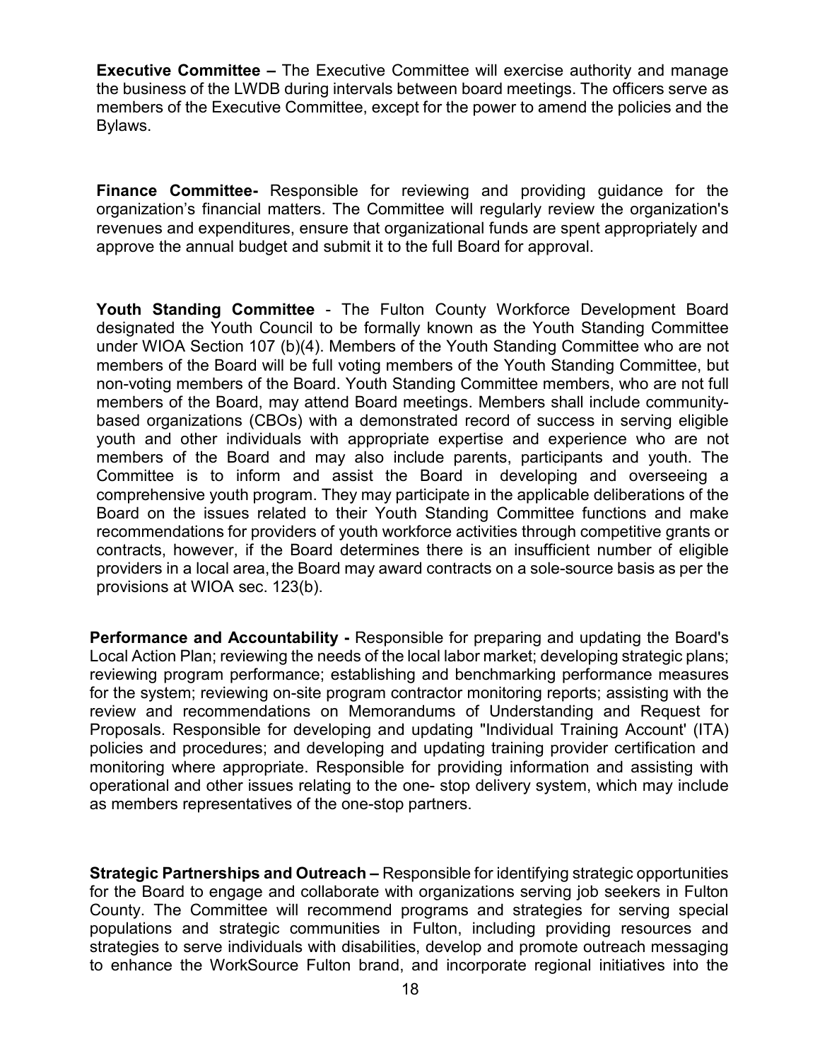**Executive Committee –** The Executive Committee will exercise authority and manage the business of the LWDB during intervals between board meetings. The officers serve as members of the Executive Committee, except for the power to amend the policies and the Bylaws.

**Finance Committee-** Responsible for reviewing and providing guidance for the organization's financial matters. The Committee will regularly review the organization's revenues and expenditures, ensure that organizational funds are spent appropriately and approve the annual budget and submit it to the full Board for approval.

**Youth Standing Committee** - The Fulton County Workforce Development Board designated the Youth Council to be formally known as the Youth Standing Committee under WIOA Section 107 (b)(4). Members of the Youth Standing Committee who are not members of the Board will be full voting members of the Youth Standing Committee, but non-voting members of the Board. Youth Standing Committee members, who are not full members of the Board, may attend Board meetings. Members shall include community-based organizations (CBOs) with a demonstrated record of success in serving eligible youth and other individuals with appropriate expertise and experience who are not members of the Board and may also include parents, participants and youth. The Committee is to inform and assist the Board in developing and overseeing a comprehensive youth program. They may participate in the applicable deliberations of the Board on the issues related to their Youth Standing Committee functions and make recommendations for providers of youth workforce activities through competitive grants or contracts, however, if the Board determines there is an insufficient number of eligible providers in a local area, the Board may award contracts on a sole-source basis as per the provisions at WIOA sec. 123(b).

**Performance and Accountability -** Responsible for preparing and updating the Board's Local Action Plan; reviewing the needs of the local labor market; developing strategic plans; reviewing program performance; establishing and benchmarking performance measures for the system; reviewing on-site program contractor monitoring reports; assisting with the review and recommendations on Memorandums of Understanding and Request for Proposals. Responsible for developing and updating "Individual Training Account' (ITA) policies and procedures; and developing and updating training provider certification and monitoring where appropriate. Responsible for providing information and assisting with operational and other issues relating to the one- stop delivery system, which may include as members representatives of the one-stop partners.

**Strategic Partnerships and Outreach –** Responsible for identifying strategic opportunities for the Board to engage and collaborate with organizations serving job seekers in Fulton County. The Committee will recommend programs and strategies for serving special populations and strategic communities in Fulton, including providing resources and strategies to serve individuals with disabilities, develop and promote outreach messaging to enhance the WorkSource Fulton brand, and incorporate regional initiatives into the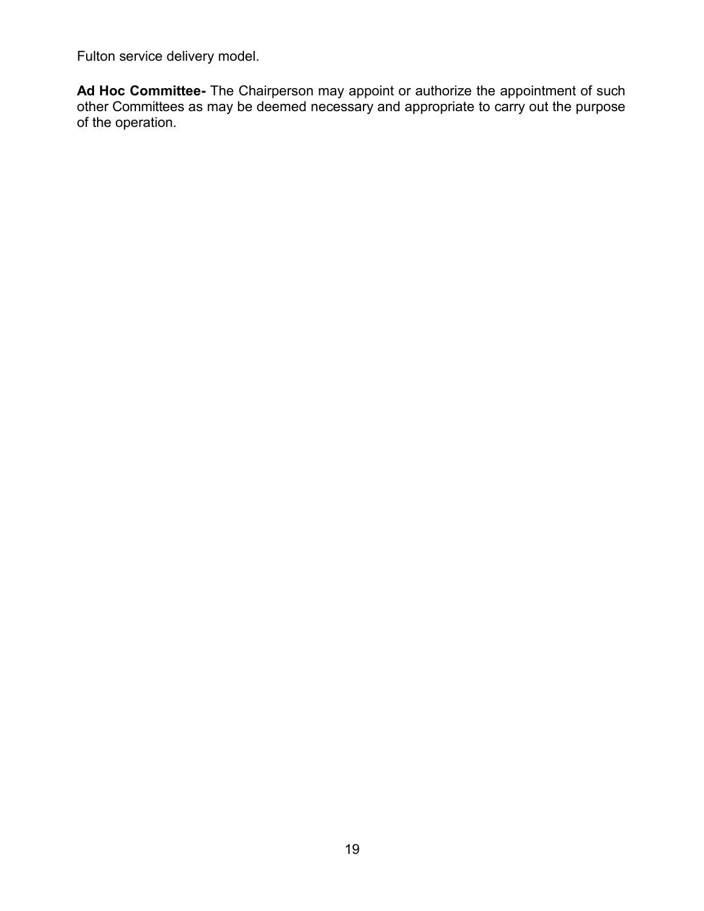Fulton service delivery model.

**Ad Hoc Committee-** The Chairperson may appoint or authorize the appointment of such other Committees as may be deemed necessary and appropriate to carry out the purpose of the operation.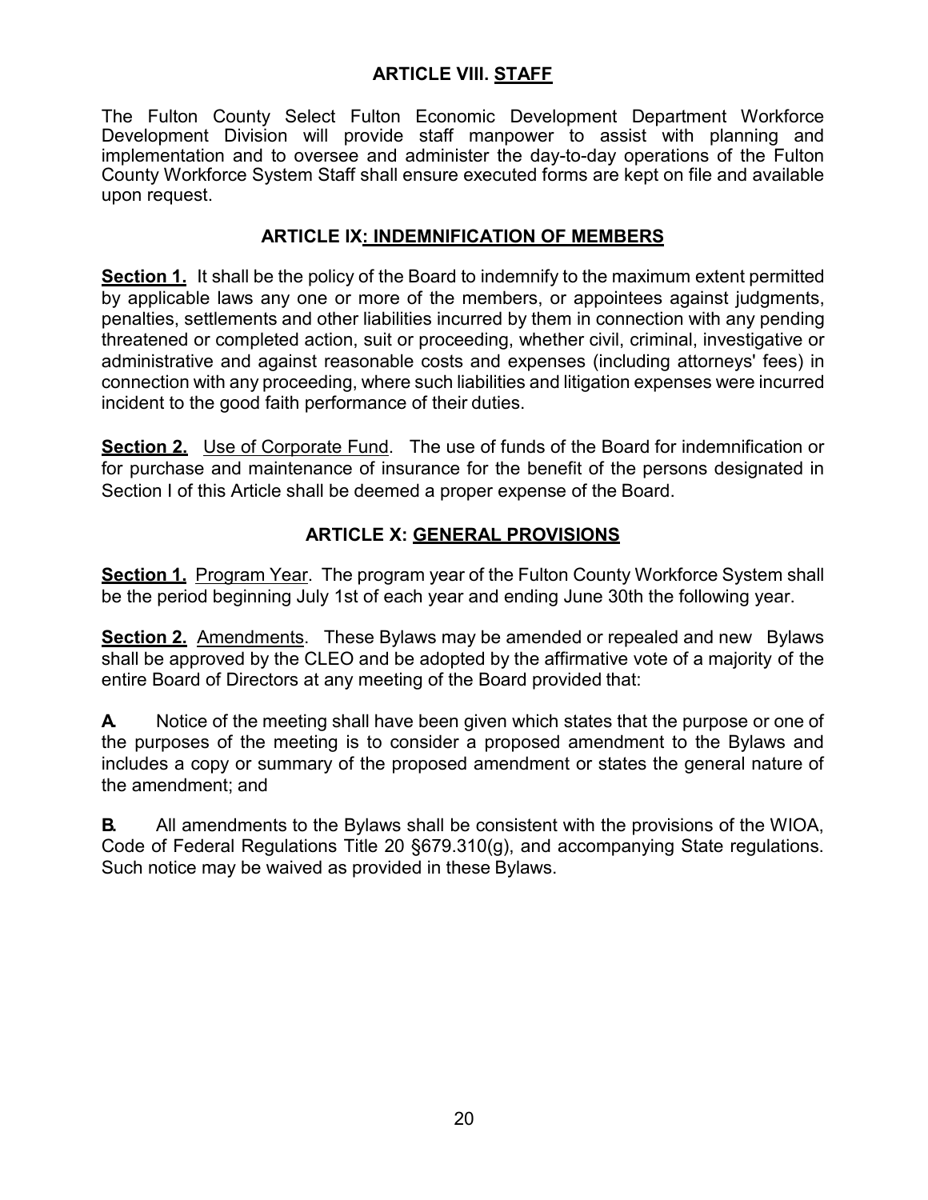## ARTICLE VIII. STAFF

The Fulton County Select Fulton Economic Development Department Workforce Development Division will provide staff manpower to assist with planning and implementation and to oversee and administer the day-to-day operations of the Fulton County Workforce System Staff shall ensure executed forms are kept on file and available upon request.

## ARTICLE IX: INDEMNIFICATION OF MEMBERS

**Section 1.** It shall be the policy of the Board to indemnify to the maximum extent permitted by applicable laws any one or more of the members, or appointees against judgments, penalties, settlements and other liabilities incurred by them in connection with any pending threatened or completed action, suit or proceeding, whether civil, criminal, investigative or administrative and against reasonable costs and expenses (including attorneys' fees) in connection with any proceeding, where such liabilities and litigation expenses were incurred incident to the good faith performance of their duties.

**Section 2.** Use of Corporate Fund. The use of funds of the Board for indemnification or for purchase and maintenance of insurance for the benefit of the persons designated in Section I of this Article shall be deemed a proper expense of the Board.

## ARTICLE X: GENERAL PROVISIONS

**Section 1.** Program Year. The program year of the Fulton County Workforce System shall be the period beginning July 1st of each year and ending June 30th the following year.

**Section 2.** Amendments. These Bylaws may be amended or repealed and new Bylaws shall be approved by the CLEO and be adopted by the affirmative vote of a majority of the entire Board of Directors at any meeting of the Board provided that:

**A.** Notice of the meeting shall have been given which states that the purpose or one of the purposes of the meeting is to consider a proposed amendment to the Bylaws and includes a copy or summary of the proposed amendment or states the general nature of the amendment; and

**B.** All amendments to the Bylaws shall be consistent with the provisions of the WIOA, Code of Federal Regulations Title 20 §679.310(g), and accompanying State regulations. Such notice may be waived as provided in these Bylaws.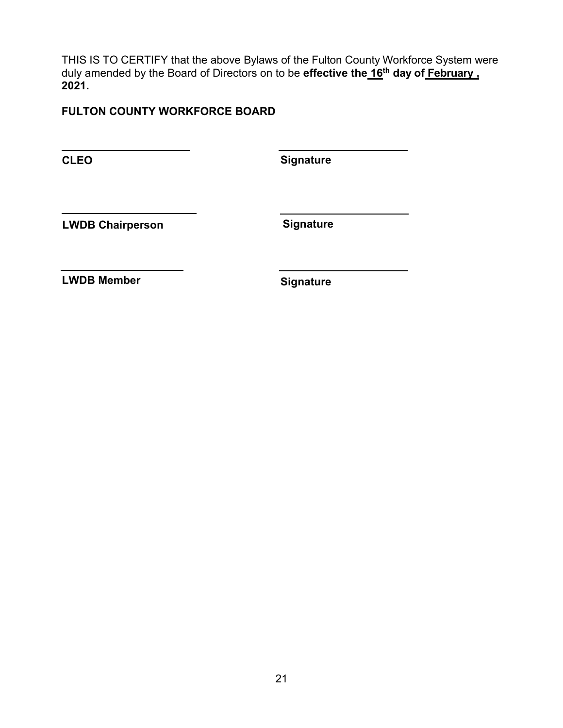THIS IS TO CERTIFY that the above Bylaws of the Fulton County Workforce System were duly amended by the Board of Directors on to be **effective the 16th day of February , 2021.**

**FULTON COUNTY WORKFORCE BOARD**

| | |
|---|---|
| ______________________ | ______________________ |
| **CLEO** | **Signature** |
| ______________________ | ______________________ |
| **LWDB Chairperson** | **Signature** |
| ______________________ | ______________________ |
| **LWDB Member** | **Signature** |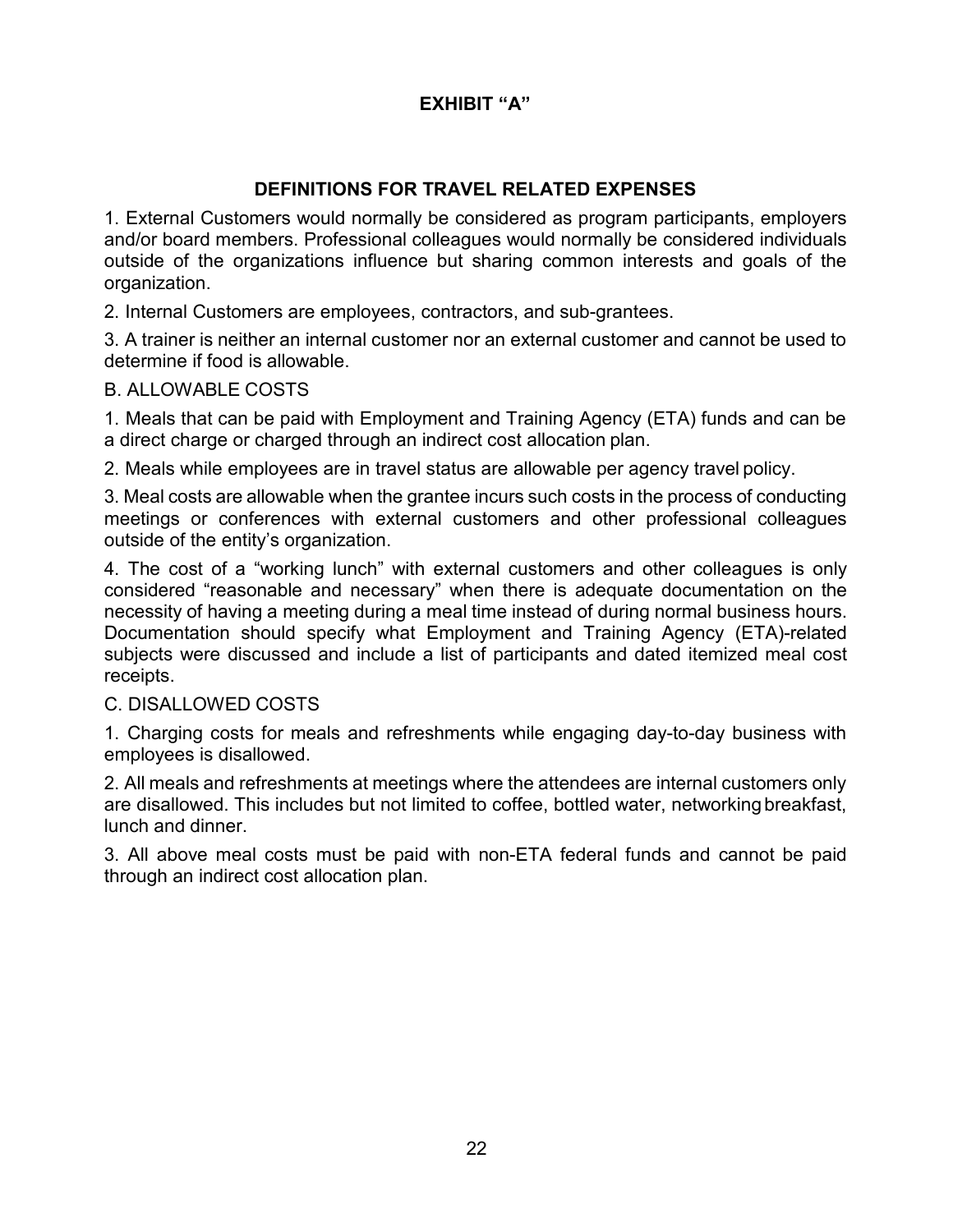## EXHIBIT "A"

### DEFINITIONS FOR TRAVEL RELATED EXPENSES

1. External Customers would normally be considered as program participants, employers and/or board members. Professional colleagues would normally be considered individuals outside of the organizations influence but sharing common interests and goals of the organization.

2. Internal Customers are employees, contractors, and sub-grantees.

3. A trainer is neither an internal customer nor an external customer and cannot be used to determine if food is allowable.

B. ALLOWABLE COSTS

1. Meals that can be paid with Employment and Training Agency (ETA) funds and can be a direct charge or charged through an indirect cost allocation plan.

2. Meals while employees are in travel status are allowable per agency travel policy.

3. Meal costs are allowable when the grantee incurs such costs in the process of conducting meetings or conferences with external customers and other professional colleagues outside of the entity's organization.

4. The cost of a "working lunch" with external customers and other colleagues is only considered "reasonable and necessary" when there is adequate documentation on the necessity of having a meeting during a meal time instead of during normal business hours. Documentation should specify what Employment and Training Agency (ETA)-related subjects were discussed and include a list of participants and dated itemized meal cost receipts.

C. DISALLOWED COSTS

1. Charging costs for meals and refreshments while engaging day-to-day business with employees is disallowed.

2. All meals and refreshments at meetings where the attendees are internal customers only are disallowed. This includes but not limited to coffee, bottled water, networking breakfast, lunch and dinner.

3. All above meal costs must be paid with non-ETA federal funds and cannot be paid through an indirect cost allocation plan.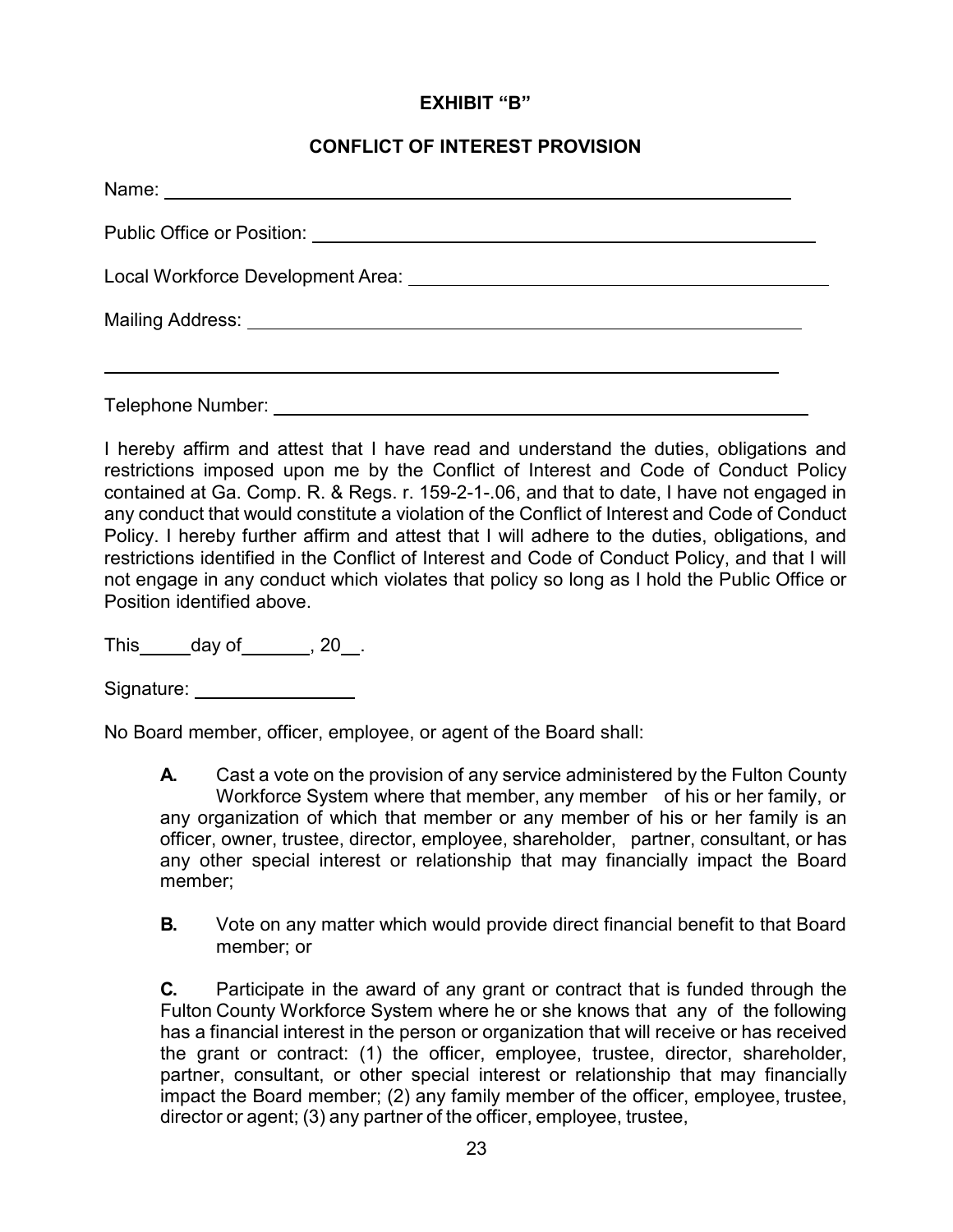**EXHIBIT "B"**

**CONFLICT OF INTEREST PROVISION**

Name: ____________________________________________________________

Public Office or Position: ____________________________________________

Local Workforce Development Area: ____________________________________

Mailing Address: _____________________________________________________

__________________________________________________________________

Telephone Number: ____________________________________________________

I hereby affirm and attest that I have read and understand the duties, obligations and restrictions imposed upon me by the Conflict of Interest and Code of Conduct Policy contained at Ga. Comp. R. & Regs. r. 159-2-1-.06, and that to date, I have not engaged in any conduct that would constitute a violation of the Conflict of Interest and Code of Conduct Policy. I hereby further affirm and attest that I will adhere to the duties, obligations, and restrictions identified in the Conflict of Interest and Code of Conduct Policy, and that I will not engage in any conduct which violates that policy so long as I hold the Public Office or Position identified above.

This_____day of_______, 20__.

Signature: ________________

No Board member, officer, employee, or agent of the Board shall:

**A.** Cast a vote on the provision of any service administered by the Fulton County Workforce System where that member, any member of his or her family, or any organization of which that member or any member of his or her family is an officer, owner, trustee, director, employee, shareholder, partner, consultant, or has any other special interest or relationship that may financially impact the Board member;

**B.** Vote on any matter which would provide direct financial benefit to that Board member; or

**C.** Participate in the award of any grant or contract that is funded through the Fulton County Workforce System where he or she knows that any of the following has a financial interest in the person or organization that will receive or has received the grant or contract: (1) the officer, employee, trustee, director, shareholder, partner, consultant, or other special interest or relationship that may financially impact the Board member; (2) any family member of the officer, employee, trustee, director or agent; (3) any partner of the officer, employee, trustee,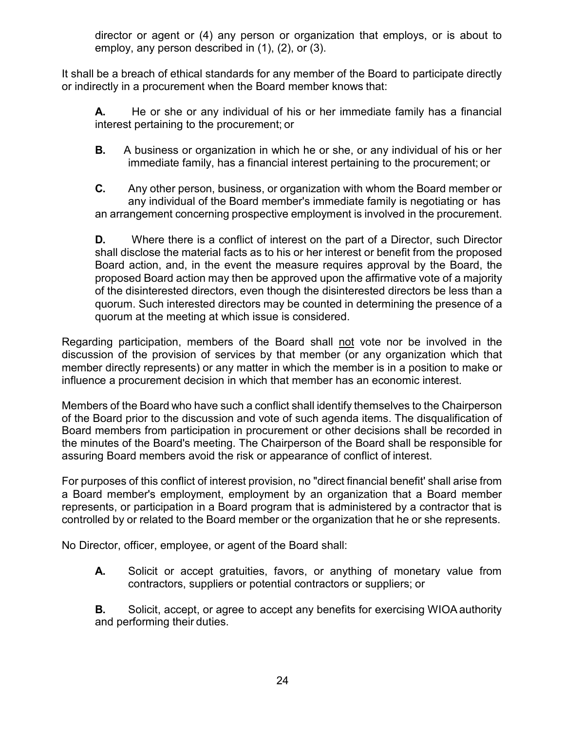director or agent or (4) any person or organization that employs, or is about to employ, any person described in (1), (2), or (3).

It shall be a breach of ethical standards for any member of the Board to participate directly or indirectly in a procurement when the Board member knows that:

**A.** He or she or any individual of his or her immediate family has a financial interest pertaining to the procurement; or

**B.** A business or organization in which he or she, or any individual of his or her immediate family, has a financial interest pertaining to the procurement; or

**C.** Any other person, business, or organization with whom the Board member or any individual of the Board member's immediate family is negotiating or has an arrangement concerning prospective employment is involved in the procurement.

**D.** Where there is a conflict of interest on the part of a Director, such Director shall disclose the material facts as to his or her interest or benefit from the proposed Board action, and, in the event the measure requires approval by the Board, the proposed Board action may then be approved upon the affirmative vote of a majority of the disinterested directors, even though the disinterested directors be less than a quorum. Such interested directors may be counted in determining the presence of a quorum at the meeting at which issue is considered.

Regarding participation, members of the Board shall not vote nor be involved in the discussion of the provision of services by that member (or any organization which that member directly represents) or any matter in which the member is in a position to make or influence a procurement decision in which that member has an economic interest.

Members of the Board who have such a conflict shall identify themselves to the Chairperson of the Board prior to the discussion and vote of such agenda items. The disqualification of Board members from participation in procurement or other decisions shall be recorded in the minutes of the Board's meeting. The Chairperson of the Board shall be responsible for assuring Board members avoid the risk or appearance of conflict of interest.

For purposes of this conflict of interest provision, no "direct financial benefit' shall arise from a Board member's employment, employment by an organization that a Board member represents, or participation in a Board program that is administered by a contractor that is controlled by or related to the Board member or the organization that he or she represents.

No Director, officer, employee, or agent of the Board shall:

**A.** Solicit or accept gratuities, favors, or anything of monetary value from contractors, suppliers or potential contractors or suppliers; or

**B.** Solicit, accept, or agree to accept any benefits for exercising WIOA authority and performing their duties.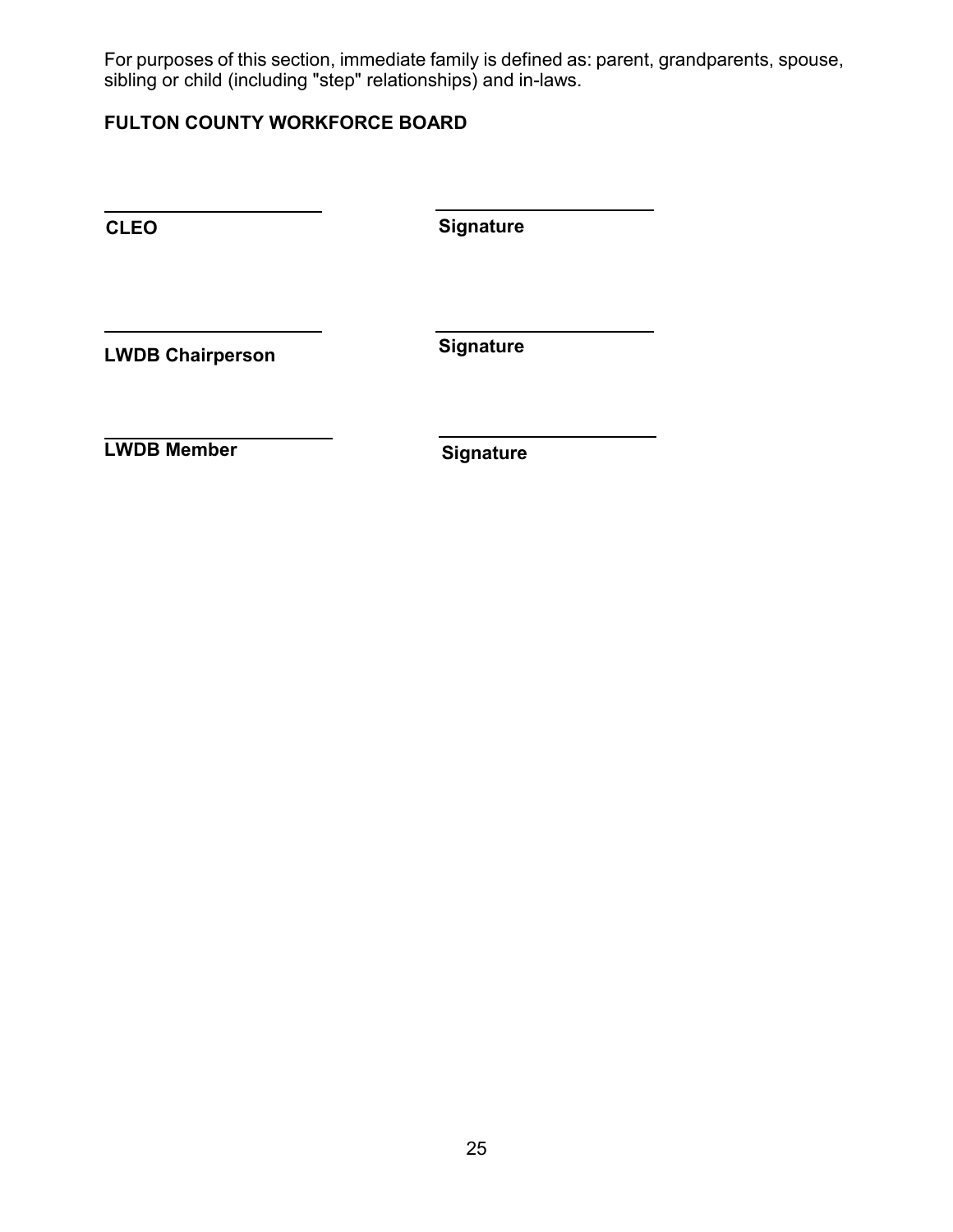For purposes of this section, immediate family is defined as: parent, grandparents, spouse, sibling or child (including "step" relationships) and in-laws.

**FULTON COUNTY WORKFORCE BOARD**

| | |
|---|---|
| ____________________ | ____________________ |
| **CLEO** | **Signature** |
| ____________________ | ____________________ |
| **LWDB Chairperson** | **Signature** |
| ____________________ | ____________________ |
| **LWDB Member** | **Signature** |